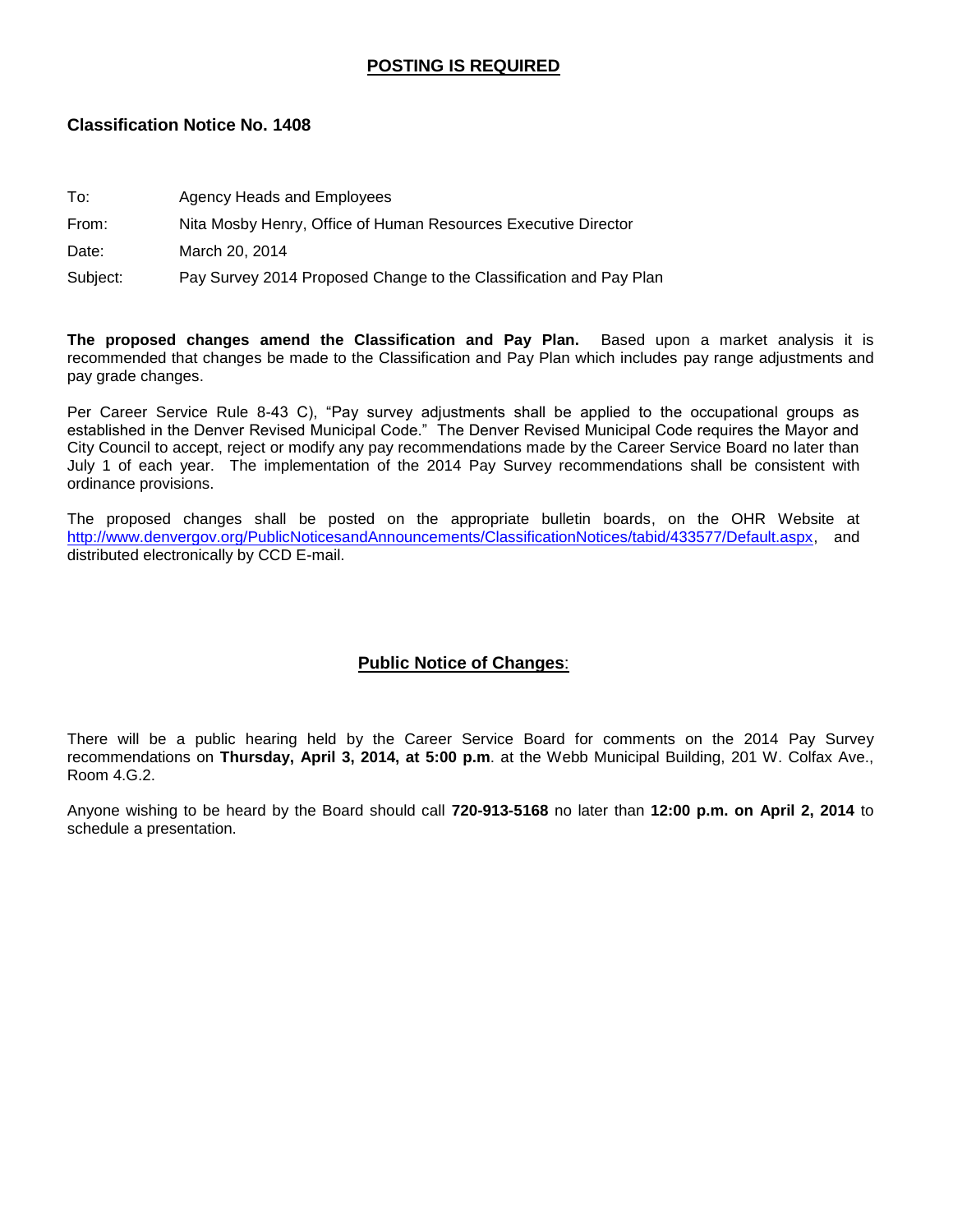**POSTING IS REQUIRED**

## Classification Notice No. 1408

To: Agency Heads and Employees

From: Nita Mosby Henry, Office of Human Resources Executive Director

Date: March 20, 2014

Subject: Pay Survey 2014 Proposed Change to the Classification and Pay Plan

**The proposed changes amend the Classification and Pay Plan.** Based upon a market analysis it is recommended that changes be made to the Classification and Pay Plan which includes pay range adjustments and pay grade changes.

Per Career Service Rule 8-43 C), "Pay survey adjustments shall be applied to the occupational groups as established in the Denver Revised Municipal Code." The Denver Revised Municipal Code requires the Mayor and City Council to accept, reject or modify any pay recommendations made by the Career Service Board no later than July 1 of each year. The implementation of the 2014 Pay Survey recommendations shall be consistent with ordinance provisions.

The proposed changes shall be posted on the appropriate bulletin boards, on the OHR Website at http://www.denvergov.org/PublicNoticesandAnnouncements/ClassificationNotices/tabid/433577/Default.aspx, and distributed electronically by CCD E-mail.

### Public Notice of Changes:

There will be a public hearing held by the Career Service Board for comments on the 2014 Pay Survey recommendations on **Thursday, April 3, 2014, at 5:00 p.m**. at the Webb Municipal Building, 201 W. Colfax Ave., Room 4.G.2.

Anyone wishing to be heard by the Board should call **720-913-5168** no later than **12:00 p.m. on April 2, 2014** to schedule a presentation.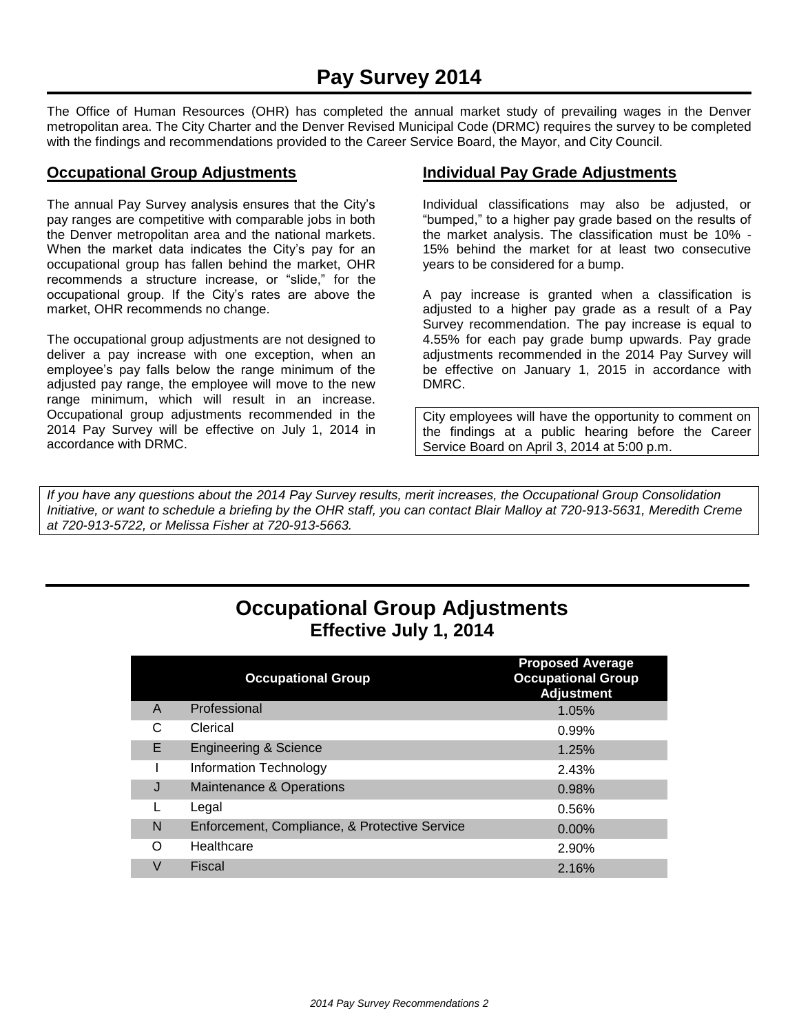# Pay Survey 2014

The Office of Human Resources (OHR) has completed the annual market study of prevailing wages in the Denver metropolitan area. The City Charter and the Denver Revised Municipal Code (DRMC) requires the survey to be completed with the findings and recommendations provided to the Career Service Board, the Mayor, and City Council.

## Occupational Group Adjustments

The annual Pay Survey analysis ensures that the City's pay ranges are competitive with comparable jobs in both the Denver metropolitan area and the national markets. When the market data indicates the City's pay for an occupational group has fallen behind the market, OHR recommends a structure increase, or "slide," for the occupational group. If the City's rates are above the market, OHR recommends no change.

The occupational group adjustments are not designed to deliver a pay increase with one exception, when an employee's pay falls below the range minimum of the adjusted pay range, the employee will move to the new range minimum, which will result in an increase. Occupational group adjustments recommended in the 2014 Pay Survey will be effective on July 1, 2014 in accordance with DRMC.

## Individual Pay Grade Adjustments

Individual classifications may also be adjusted, or "bumped," to a higher pay grade based on the results of the market analysis. The classification must be 10% - 15% behind the market for at least two consecutive years to be considered for a bump.

A pay increase is granted when a classification is adjusted to a higher pay grade as a result of a Pay Survey recommendation. The pay increase is equal to 4.55% for each pay grade bump upwards. Pay grade adjustments recommended in the 2014 Pay Survey will be effective on January 1, 2015 in accordance with DMRC.

City employees will have the opportunity to comment on the findings at a public hearing before the Career Service Board on April 3, 2014 at 5:00 p.m.

*If you have any questions about the 2014 Pay Survey results, merit increases, the Occupational Group Consolidation Initiative, or want to schedule a briefing by the OHR staff, you can contact Blair Malloy at 720-913-5631, Meredith Creme at 720-913-5722, or Melissa Fisher at 720-913-5663.*

# Occupational Group Adjustments
## Effective July 1, 2014

| | Occupational Group | Proposed Average Occupational Group Adjustment |
|---|---|---|
| A | Professional | 1.05% |
| C | Clerical | 0.99% |
| E | Engineering & Science | 1.25% |
| I | Information Technology | 2.43% |
| J | Maintenance & Operations | 0.98% |
| L | Legal | 0.56% |
| N | Enforcement, Compliance, & Protective Service | 0.00% |
| O | Healthcare | 2.90% |
| V | Fiscal | 2.16% |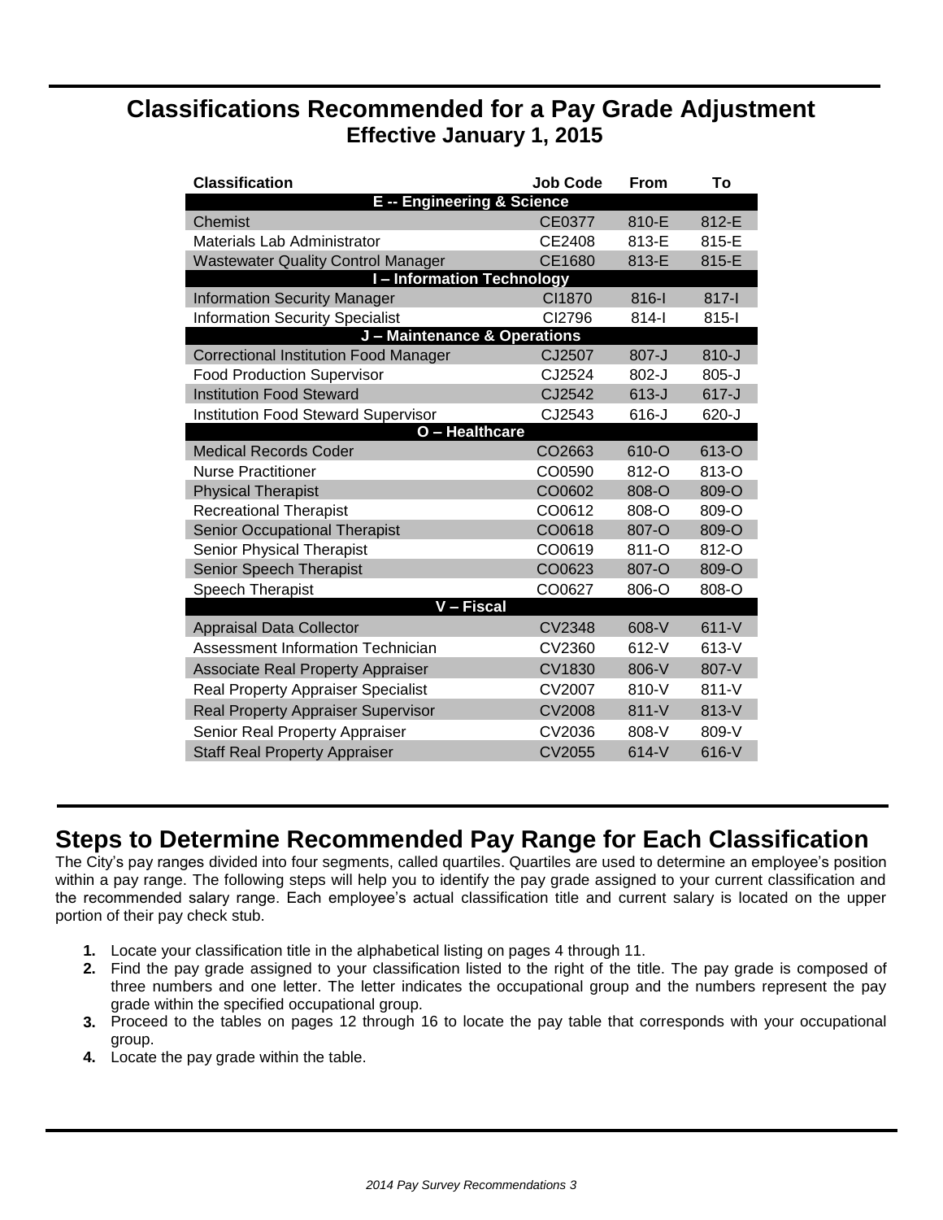## Classifications Recommended for a Pay Grade Adjustment
### Effective January 1, 2015

| Classification | Job Code | From | To |
|---|---|---|---|
| **E -- Engineering & Science** | | | |
| Chemist | CE0377 | 810-E | 812-E |
| Materials Lab Administrator | CE2408 | 813-E | 815-E |
| Wastewater Quality Control Manager | CE1680 | 813-E | 815-E |
| **I – Information Technology** | | | |
| Information Security Manager | CI1870 | 816-I | 817-I |
| Information Security Specialist | CI2796 | 814-I | 815-I |
| **J – Maintenance & Operations** | | | |
| Correctional Institution Food Manager | CJ2507 | 807-J | 810-J |
| Food Production Supervisor | CJ2524 | 802-J | 805-J |
| Institution Food Steward | CJ2542 | 613-J | 617-J |
| Institution Food Steward Supervisor | CJ2543 | 616-J | 620-J |
| **O – Healthcare** | | | |
| Medical Records Coder | CO2663 | 610-O | 613-O |
| Nurse Practitioner | CO0590 | 812-O | 813-O |
| Physical Therapist | CO0602 | 808-O | 809-O |
| Recreational Therapist | CO0612 | 808-O | 809-O |
| Senior Occupational Therapist | CO0618 | 807-O | 809-O |
| Senior Physical Therapist | CO0619 | 811-O | 812-O |
| Senior Speech Therapist | CO0623 | 807-O | 809-O |
| Speech Therapist | CO0627 | 806-O | 808-O |
| **V – Fiscal** | | | |
| Appraisal Data Collector | CV2348 | 608-V | 611-V |
| Assessment Information Technician | CV2360 | 612-V | 613-V |
| Associate Real Property Appraiser | CV1830 | 806-V | 807-V |
| Real Property Appraiser Specialist | CV2007 | 810-V | 811-V |
| Real Property Appraiser Supervisor | CV2008 | 811-V | 813-V |
| Senior Real Property Appraiser | CV2036 | 808-V | 809-V |
| Staff Real Property Appraiser | CV2055 | 614-V | 616-V |

## Steps to Determine Recommended Pay Range for Each Classification

The City's pay ranges divided into four segments, called quartiles. Quartiles are used to determine an employee's position within a pay range. The following steps will help you to identify the pay grade assigned to your current classification and the recommended salary range. Each employee's actual classification title and current salary is located on the upper portion of their pay check stub.

1. Locate your classification title in the alphabetical listing on pages 4 through 11.
2. Find the pay grade assigned to your classification listed to the right of the title. The pay grade is composed of three numbers and one letter. The letter indicates the occupational group and the numbers represent the pay grade within the specified occupational group.
3. Proceed to the tables on pages 12 through 16 to locate the pay table that corresponds with your occupational group.
4. Locate the pay grade within the table.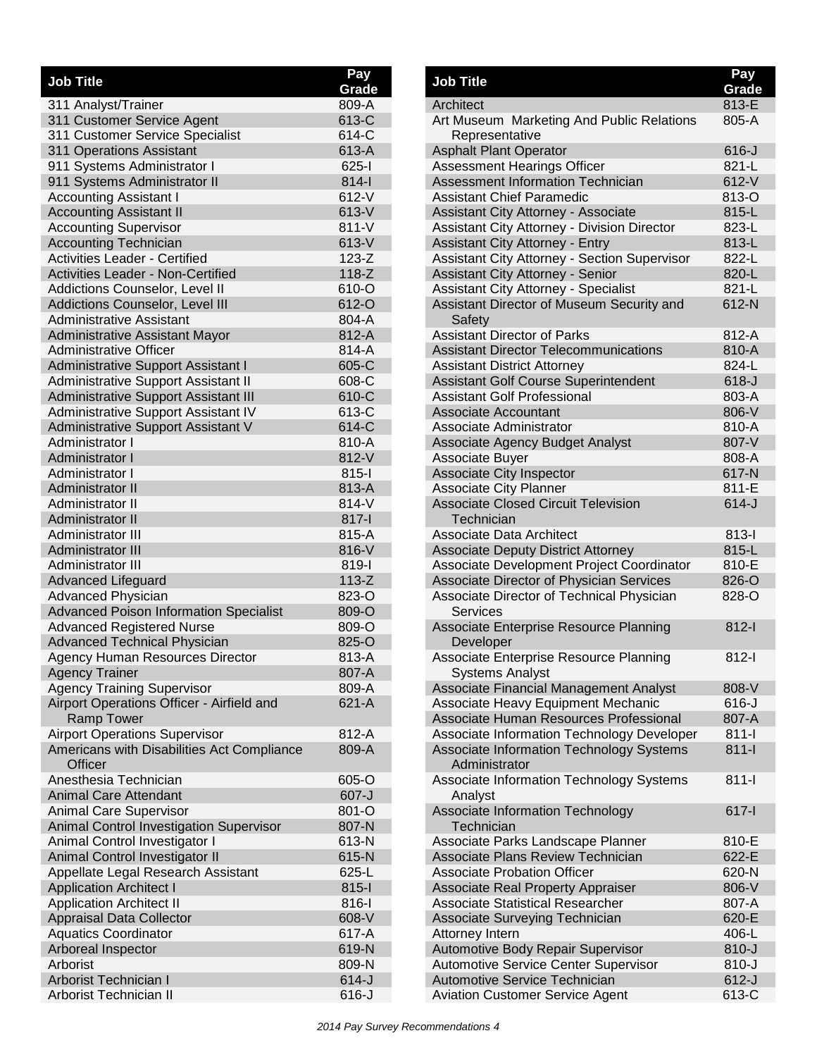| Job Title | Pay Grade |
|---|---|
| 311 Analyst/Trainer | 809-A |
| 311 Customer Service Agent | 613-C |
| 311 Customer Service Specialist | 614-C |
| 311 Operations Assistant | 613-A |
| 911 Systems Administrator I | 625-I |
| 911 Systems Administrator II | 814-I |
| Accounting Assistant I | 612-V |
| Accounting Assistant II | 613-V |
| Accounting Supervisor | 811-V |
| Accounting Technician | 613-V |
| Activities Leader - Certified | 123-Z |
| Activities Leader - Non-Certified | 118-Z |
| Addictions Counselor, Level II | 610-O |
| Addictions Counselor, Level III | 612-O |
| Administrative Assistant | 804-A |
| Administrative Assistant Mayor | 812-A |
| Administrative Officer | 814-A |
| Administrative Support Assistant I | 605-C |
| Administrative Support Assistant II | 608-C |
| Administrative Support Assistant III | 610-C |
| Administrative Support Assistant IV | 613-C |
| Administrative Support Assistant V | 614-C |
| Administrator I | 810-A |
| Administrator I | 812-V |
| Administrator I | 815-I |
| Administrator II | 813-A |
| Administrator II | 814-V |
| Administrator II | 817-I |
| Administrator III | 815-A |
| Administrator III | 816-V |
| Administrator III | 819-I |
| Advanced Lifeguard | 113-Z |
| Advanced Physician | 823-O |
| Advanced Poison Information Specialist | 809-O |
| Advanced Registered Nurse | 809-O |
| Advanced Technical Physician | 825-O |
| Agency Human Resources Director | 813-A |
| Agency Trainer | 807-A |
| Agency Training Supervisor | 809-A |
| Airport Operations Officer - Airfield and Ramp Tower | 621-A |
| Airport Operations Supervisor | 812-A |
| Americans with Disabilities Act Compliance Officer | 809-A |
| Anesthesia Technician | 605-O |
| Animal Care Attendant | 607-J |
| Animal Care Supervisor | 801-O |
| Animal Control Investigation Supervisor | 807-N |
| Animal Control Investigator I | 613-N |
| Animal Control Investigator II | 615-N |
| Appellate Legal Research Assistant | 625-L |
| Application Architect I | 815-I |
| Application Architect II | 816-I |
| Appraisal Data Collector | 608-V |
| Aquatics Coordinator | 617-A |
| Arboreal Inspector | 619-N |
| Arborist | 809-N |
| Arborist Technician I | 614-J |
| Arborist Technician II | 616-J |
| Architect | 813-E |
| Art Museum Marketing And Public Relations Representative | 805-A |
| Asphalt Plant Operator | 616-J |
| Assessment Hearings Officer | 821-L |
| Assessment Information Technician | 612-V |
| Assistant Chief Paramedic | 813-O |
| Assistant City Attorney - Associate | 815-L |
| Assistant City Attorney - Division Director | 823-L |
| Assistant City Attorney - Entry | 813-L |
| Assistant City Attorney - Section Supervisor | 822-L |
| Assistant City Attorney - Senior | 820-L |
| Assistant City Attorney - Specialist | 821-L |
| Assistant Director of Museum Security and Safety | 612-N |
| Assistant Director of Parks | 812-A |
| Assistant Director Telecommunications | 810-A |
| Assistant District Attorney | 824-L |
| Assistant Golf Course Superintendent | 618-J |
| Assistant Golf Professional | 803-A |
| Associate Accountant | 806-V |
| Associate Administrator | 810-A |
| Associate Agency Budget Analyst | 807-V |
| Associate Buyer | 808-A |
| Associate City Inspector | 617-N |
| Associate City Planner | 811-E |
| Associate Closed Circuit Television Technician | 614-J |
| Associate Data Architect | 813-I |
| Associate Deputy District Attorney | 815-L |
| Associate Development Project Coordinator | 810-E |
| Associate Director of Physician Services | 826-O |
| Associate Director of Technical Physician Services | 828-O |
| Associate Enterprise Resource Planning Developer | 812-I |
| Associate Enterprise Resource Planning Systems Analyst | 812-I |
| Associate Financial Management Analyst | 808-V |
| Associate Heavy Equipment Mechanic | 616-J |
| Associate Human Resources Professional | 807-A |
| Associate Information Technology Developer | 811-I |
| Associate Information Technology Systems Administrator | 811-I |
| Associate Information Technology Systems Analyst | 811-I |
| Associate Information Technology Technician | 617-I |
| Associate Parks Landscape Planner | 810-E |
| Associate Plans Review Technician | 622-E |
| Associate Probation Officer | 620-N |
| Associate Real Property Appraiser | 806-V |
| Associate Statistical Researcher | 807-A |
| Associate Surveying Technician | 620-E |
| Attorney Intern | 406-L |
| Automotive Body Repair Supervisor | 810-J |
| Automotive Service Center Supervisor | 810-J |
| Automotive Service Technician | 612-J |
| Aviation Customer Service Agent | 613-C |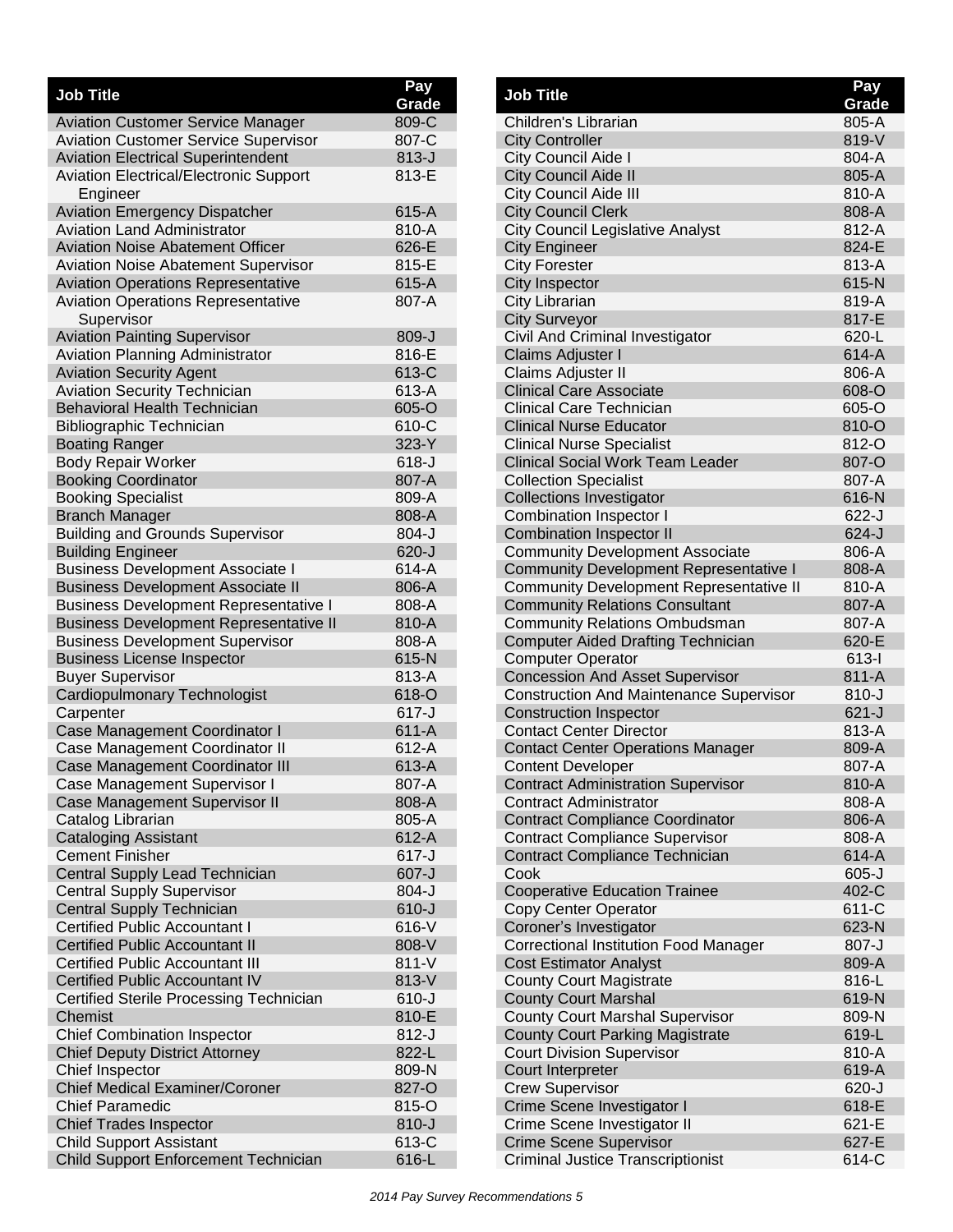| Job Title | Pay Grade |
|---|---|
| Aviation Customer Service Manager | 809-C |
| Aviation Customer Service Supervisor | 807-C |
| Aviation Electrical Superintendent | 813-J |
| Aviation Electrical/Electronic Support Engineer | 813-E |
| Aviation Emergency Dispatcher | 615-A |
| Aviation Land Administrator | 810-A |
| Aviation Noise Abatement Officer | 626-E |
| Aviation Noise Abatement Supervisor | 815-E |
| Aviation Operations Representative | 615-A |
| Aviation Operations Representative Supervisor | 807-A |
| Aviation Painting Supervisor | 809-J |
| Aviation Planning Administrator | 816-E |
| Aviation Security Agent | 613-C |
| Aviation Security Technician | 613-A |
| Behavioral Health Technician | 605-O |
| Bibliographic Technician | 610-C |
| Boating Ranger | 323-Y |
| Body Repair Worker | 618-J |
| Booking Coordinator | 807-A |
| Booking Specialist | 809-A |
| Branch Manager | 808-A |
| Building and Grounds Supervisor | 804-J |
| Building Engineer | 620-J |
| Business Development Associate I | 614-A |
| Business Development Associate II | 806-A |
| Business Development Representative I | 808-A |
| Business Development Representative II | 810-A |
| Business Development Supervisor | 808-A |
| Business License Inspector | 615-N |
| Buyer Supervisor | 813-A |
| Cardiopulmonary Technologist | 618-O |
| Carpenter | 617-J |
| Case Management Coordinator I | 611-A |
| Case Management Coordinator II | 612-A |
| Case Management Coordinator III | 613-A |
| Case Management Supervisor I | 807-A |
| Case Management Supervisor II | 808-A |
| Catalog Librarian | 805-A |
| Cataloging Assistant | 612-A |
| Cement Finisher | 617-J |
| Central Supply Lead Technician | 607-J |
| Central Supply Supervisor | 804-J |
| Central Supply Technician | 610-J |
| Certified Public Accountant I | 616-V |
| Certified Public Accountant II | 808-V |
| Certified Public Accountant III | 811-V |
| Certified Public Accountant IV | 813-V |
| Certified Sterile Processing Technician | 610-J |
| Chemist | 810-E |
| Chief Combination Inspector | 812-J |
| Chief Deputy District Attorney | 822-L |
| Chief Inspector | 809-N |
| Chief Medical Examiner/Coroner | 827-O |
| Chief Paramedic | 815-O |
| Chief Trades Inspector | 810-J |
| Child Support Assistant | 613-C |
| Child Support Enforcement Technician | 616-L |
| Children's Librarian | 805-A |
| City Controller | 819-V |
| City Council Aide I | 804-A |
| City Council Aide II | 805-A |
| City Council Aide III | 810-A |
| City Council Clerk | 808-A |
| City Council Legislative Analyst | 812-A |
| City Engineer | 824-E |
| City Forester | 813-A |
| City Inspector | 615-N |
| City Librarian | 819-A |
| City Surveyor | 817-E |
| Civil And Criminal Investigator | 620-L |
| Claims Adjuster I | 614-A |
| Claims Adjuster II | 806-A |
| Clinical Care Associate | 608-O |
| Clinical Care Technician | 605-O |
| Clinical Nurse Educator | 810-O |
| Clinical Nurse Specialist | 812-O |
| Clinical Social Work Team Leader | 807-O |
| Collection Specialist | 807-A |
| Collections Investigator | 616-N |
| Combination Inspector I | 622-J |
| Combination Inspector II | 624-J |
| Community Development Associate | 806-A |
| Community Development Representative I | 808-A |
| Community Development Representative II | 810-A |
| Community Relations Consultant | 807-A |
| Community Relations Ombudsman | 807-A |
| Computer Aided Drafting Technician | 620-E |
| Computer Operator | 613-I |
| Concession And Asset Supervisor | 811-A |
| Construction And Maintenance Supervisor | 810-J |
| Construction Inspector | 621-J |
| Contact Center Director | 813-A |
| Contact Center Operations Manager | 809-A |
| Content Developer | 807-A |
| Contract Administration Supervisor | 810-A |
| Contract Administrator | 808-A |
| Contract Compliance Coordinator | 806-A |
| Contract Compliance Supervisor | 808-A |
| Contract Compliance Technician | 614-A |
| Cook | 605-J |
| Cooperative Education Trainee | 402-C |
| Copy Center Operator | 611-C |
| Coroner's Investigator | 623-N |
| Correctional Institution Food Manager | 807-J |
| Cost Estimator Analyst | 809-A |
| County Court Magistrate | 816-L |
| County Court Marshal | 619-N |
| County Court Marshal Supervisor | 809-N |
| County Court Parking Magistrate | 619-L |
| Court Division Supervisor | 810-A |
| Court Interpreter | 619-A |
| Crew Supervisor | 620-J |
| Crime Scene Investigator I | 618-E |
| Crime Scene Investigator II | 621-E |
| Crime Scene Supervisor | 627-E |
| Criminal Justice Transcriptionist | 614-C |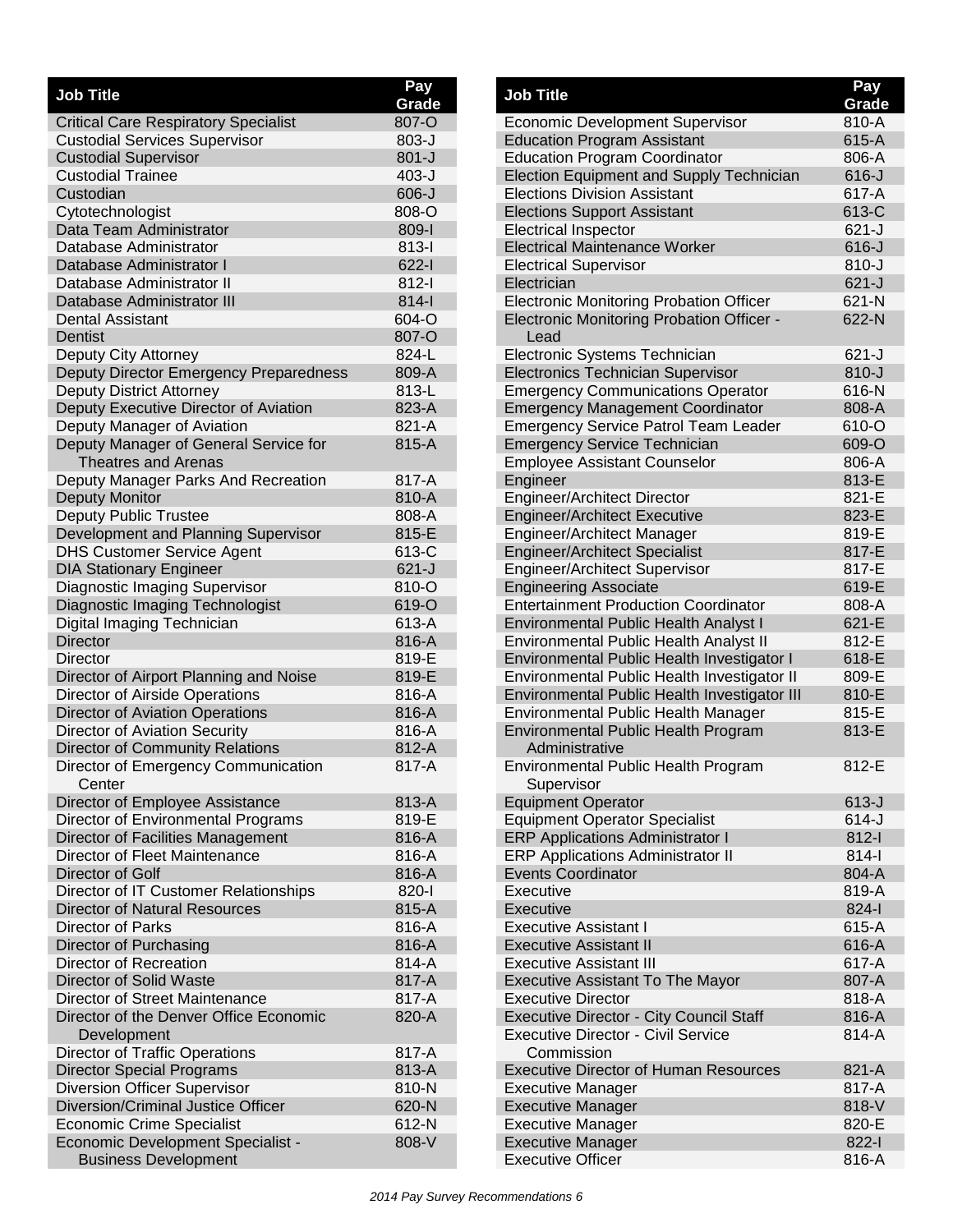| Job Title | Pay Grade |
| --- | --- |
| Critical Care Respiratory Specialist | 807-O |
| Custodial Services Supervisor | 803-J |
| Custodial Supervisor | 801-J |
| Custodial Trainee | 403-J |
| Custodian | 606-J |
| Cytotechnologist | 808-O |
| Data Team Administrator | 809-I |
| Database Administrator | 813-I |
| Database Administrator I | 622-I |
| Database Administrator II | 812-I |
| Database Administrator III | 814-I |
| Dental Assistant | 604-O |
| Dentist | 807-O |
| Deputy City Attorney | 824-L |
| Deputy Director Emergency Preparedness | 809-A |
| Deputy District Attorney | 813-L |
| Deputy Executive Director of Aviation | 823-A |
| Deputy Manager of Aviation | 821-A |
| Deputy Manager of General Service for Theatres and Arenas | 815-A |
| Deputy Manager Parks And Recreation | 817-A |
| Deputy Monitor | 810-A |
| Deputy Public Trustee | 808-A |
| Development and Planning Supervisor | 815-E |
| DHS Customer Service Agent | 613-C |
| DIA Stationary Engineer | 621-J |
| Diagnostic Imaging Supervisor | 810-O |
| Diagnostic Imaging Technologist | 619-O |
| Digital Imaging Technician | 613-A |
| Director | 816-A |
| Director | 819-E |
| Director of Airport Planning and Noise | 819-E |
| Director of Airside Operations | 816-A |
| Director of Aviation Operations | 816-A |
| Director of Aviation Security | 816-A |
| Director of Community Relations | 812-A |
| Director of Emergency Communication Center | 817-A |
| Director of Employee Assistance | 813-A |
| Director of Environmental Programs | 819-E |
| Director of Facilities Management | 816-A |
| Director of Fleet Maintenance | 816-A |
| Director of Golf | 816-A |
| Director of IT Customer Relationships | 820-I |
| Director of Natural Resources | 815-A |
| Director of Parks | 816-A |
| Director of Purchasing | 816-A |
| Director of Recreation | 814-A |
| Director of Solid Waste | 817-A |
| Director of Street Maintenance | 817-A |
| Director of the Denver Office Economic Development | 820-A |
| Director of Traffic Operations | 817-A |
| Director Special Programs | 813-A |
| Diversion Officer Supervisor | 810-N |
| Diversion/Criminal Justice Officer | 620-N |
| Economic Crime Specialist | 612-N |
| Economic Development Specialist - Business Development | 808-V |
| Economic Development Supervisor | 810-A |
| Education Program Assistant | 615-A |
| Education Program Coordinator | 806-A |
| Election Equipment and Supply Technician | 616-J |
| Elections Division Assistant | 617-A |
| Elections Support Assistant | 613-C |
| Electrical Inspector | 621-J |
| Electrical Maintenance Worker | 616-J |
| Electrical Supervisor | 810-J |
| Electrician | 621-J |
| Electronic Monitoring Probation Officer | 621-N |
| Electronic Monitoring Probation Officer - Lead | 622-N |
| Electronic Systems Technician | 621-J |
| Electronics Technician Supervisor | 810-J |
| Emergency Communications Operator | 616-N |
| Emergency Management Coordinator | 808-A |
| Emergency Service Patrol Team Leader | 610-O |
| Emergency Service Technician | 609-O |
| Employee Assistant Counselor | 806-A |
| Engineer | 813-E |
| Engineer/Architect Director | 821-E |
| Engineer/Architect Executive | 823-E |
| Engineer/Architect Manager | 819-E |
| Engineer/Architect Specialist | 817-E |
| Engineer/Architect Supervisor | 817-E |
| Engineering Associate | 619-E |
| Entertainment Production Coordinator | 808-A |
| Environmental Public Health Analyst I | 621-E |
| Environmental Public Health Analyst II | 812-E |
| Environmental Public Health Investigator I | 618-E |
| Environmental Public Health Investigator II | 809-E |
| Environmental Public Health Investigator III | 810-E |
| Environmental Public Health Manager | 815-E |
| Environmental Public Health Program Administrative | 813-E |
| Environmental Public Health Program Supervisor | 812-E |
| Equipment Operator | 613-J |
| Equipment Operator Specialist | 614-J |
| ERP Applications Administrator I | 812-I |
| ERP Applications Administrator II | 814-I |
| Events Coordinator | 804-A |
| Executive | 819-A |
| Executive | 824-I |
| Executive Assistant I | 615-A |
| Executive Assistant II | 616-A |
| Executive Assistant III | 617-A |
| Executive Assistant To The Mayor | 807-A |
| Executive Director | 818-A |
| Executive Director - City Council Staff | 816-A |
| Executive Director - Civil Service Commission | 814-A |
| Executive Director of Human Resources | 821-A |
| Executive Manager | 817-A |
| Executive Manager | 818-V |
| Executive Manager | 820-E |
| Executive Manager | 822-I |
| Executive Officer | 816-A |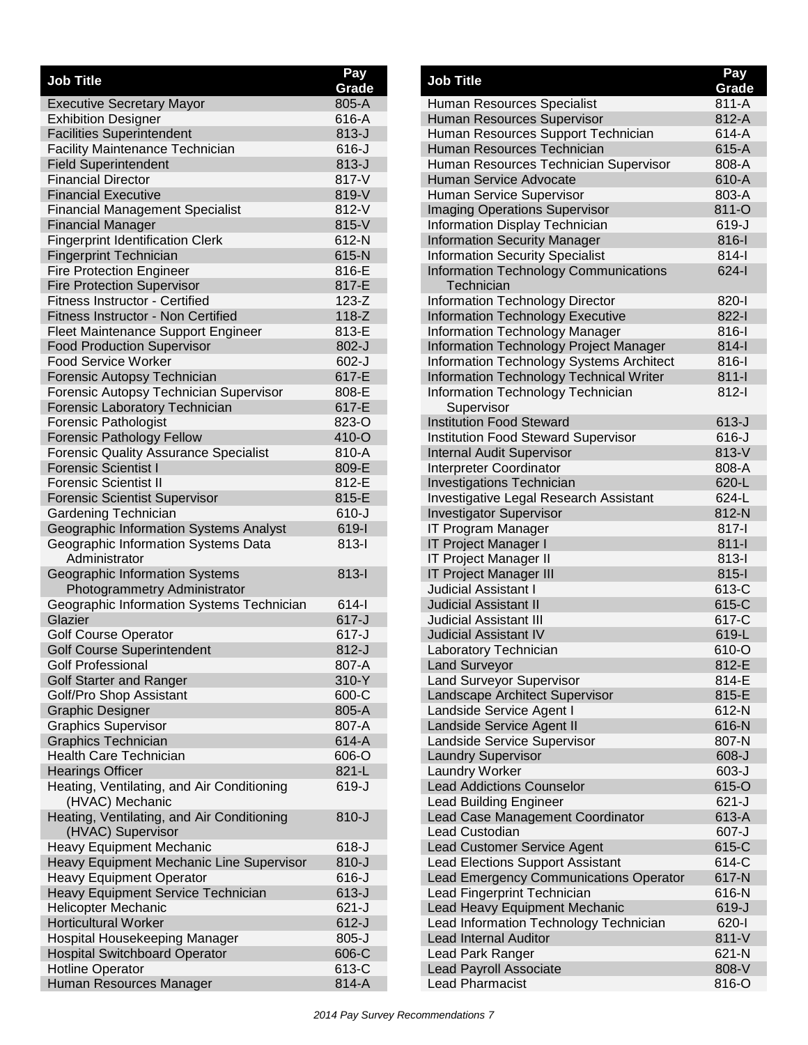| Job Title | Pay Grade |
|---|---|
| Executive Secretary Mayor | 805-A |
| Exhibition Designer | 616-A |
| Facilities Superintendent | 813-J |
| Facility Maintenance Technician | 616-J |
| Field Superintendent | 813-J |
| Financial Director | 817-V |
| Financial Executive | 819-V |
| Financial Management Specialist | 812-V |
| Financial Manager | 815-V |
| Fingerprint Identification Clerk | 612-N |
| Fingerprint Technician | 615-N |
| Fire Protection Engineer | 816-E |
| Fire Protection Supervisor | 817-E |
| Fitness Instructor - Certified | 123-Z |
| Fitness Instructor - Non Certified | 118-Z |
| Fleet Maintenance Support Engineer | 813-E |
| Food Production Supervisor | 802-J |
| Food Service Worker | 602-J |
| Forensic Autopsy Technician | 617-E |
| Forensic Autopsy Technician Supervisor | 808-E |
| Forensic Laboratory Technician | 617-E |
| Forensic Pathologist | 823-O |
| Forensic Pathology Fellow | 410-O |
| Forensic Quality Assurance Specialist | 810-A |
| Forensic Scientist I | 809-E |
| Forensic Scientist II | 812-E |
| Forensic Scientist Supervisor | 815-E |
| Gardening Technician | 610-J |
| Geographic Information Systems Analyst | 619-I |
| Geographic Information Systems Data Administrator | 813-I |
| Geographic Information Systems Photogrammetry Administrator | 813-I |
| Geographic Information Systems Technician | 614-I |
| Glazier | 617-J |
| Golf Course Operator | 617-J |
| Golf Course Superintendent | 812-J |
| Golf Professional | 807-A |
| Golf Starter and Ranger | 310-Y |
| Golf/Pro Shop Assistant | 600-C |
| Graphic Designer | 805-A |
| Graphics Supervisor | 807-A |
| Graphics Technician | 614-A |
| Health Care Technician | 606-O |
| Hearings Officer | 821-L |
| Heating, Ventilating, and Air Conditioning (HVAC) Mechanic | 619-J |
| Heating, Ventilating, and Air Conditioning (HVAC) Supervisor | 810-J |
| Heavy Equipment Mechanic | 618-J |
| Heavy Equipment Mechanic Line Supervisor | 810-J |
| Heavy Equipment Operator | 616-J |
| Heavy Equipment Service Technician | 613-J |
| Helicopter Mechanic | 621-J |
| Horticultural Worker | 612-J |
| Hospital Housekeeping Manager | 805-J |
| Hospital Switchboard Operator | 606-C |
| Hotline Operator | 613-C |
| Human Resources Manager | 814-A |
| Human Resources Specialist | 811-A |
| Human Resources Supervisor | 812-A |
| Human Resources Support Technician | 614-A |
| Human Resources Technician | 615-A |
| Human Resources Technician Supervisor | 808-A |
| Human Service Advocate | 610-A |
| Human Service Supervisor | 803-A |
| Imaging Operations Supervisor | 811-O |
| Information Display Technician | 619-J |
| Information Security Manager | 816-I |
| Information Security Specialist | 814-I |
| Information Technology Communications Technician | 624-I |
| Information Technology Director | 820-I |
| Information Technology Executive | 822-I |
| Information Technology Manager | 816-I |
| Information Technology Project Manager | 814-I |
| Information Technology Systems Architect | 816-I |
| Information Technology Technical Writer | 811-I |
| Information Technology Technician Supervisor | 812-I |
| Institution Food Steward | 613-J |
| Institution Food Steward Supervisor | 616-J |
| Internal Audit Supervisor | 813-V |
| Interpreter Coordinator | 808-A |
| Investigations Technician | 620-L |
| Investigative Legal Research Assistant | 624-L |
| Investigator Supervisor | 812-N |
| IT Program Manager | 817-I |
| IT Project Manager I | 811-I |
| IT Project Manager II | 813-I |
| IT Project Manager III | 815-I |
| Judicial Assistant I | 613-C |
| Judicial Assistant II | 615-C |
| Judicial Assistant III | 617-C |
| Judicial Assistant IV | 619-L |
| Laboratory Technician | 610-O |
| Land Surveyor | 812-E |
| Land Surveyor Supervisor | 814-E |
| Landscape Architect Supervisor | 815-E |
| Landside Service Agent I | 612-N |
| Landside Service Agent II | 616-N |
| Landside Service Supervisor | 807-N |
| Laundry Supervisor | 608-J |
| Laundry Worker | 603-J |
| Lead Addictions Counselor | 615-O |
| Lead Building Engineer | 621-J |
| Lead Case Management Coordinator | 613-A |
| Lead Custodian | 607-J |
| Lead Customer Service Agent | 615-C |
| Lead Elections Support Assistant | 614-C |
| Lead Emergency Communications Operator | 617-N |
| Lead Fingerprint Technician | 616-N |
| Lead Heavy Equipment Mechanic | 619-J |
| Lead Information Technology Technician | 620-I |
| Lead Internal Auditor | 811-V |
| Lead Park Ranger | 621-N |
| Lead Payroll Associate | 808-V |
| Lead Pharmacist | 816-O |

*2014 Pay Survey Recommendations 7*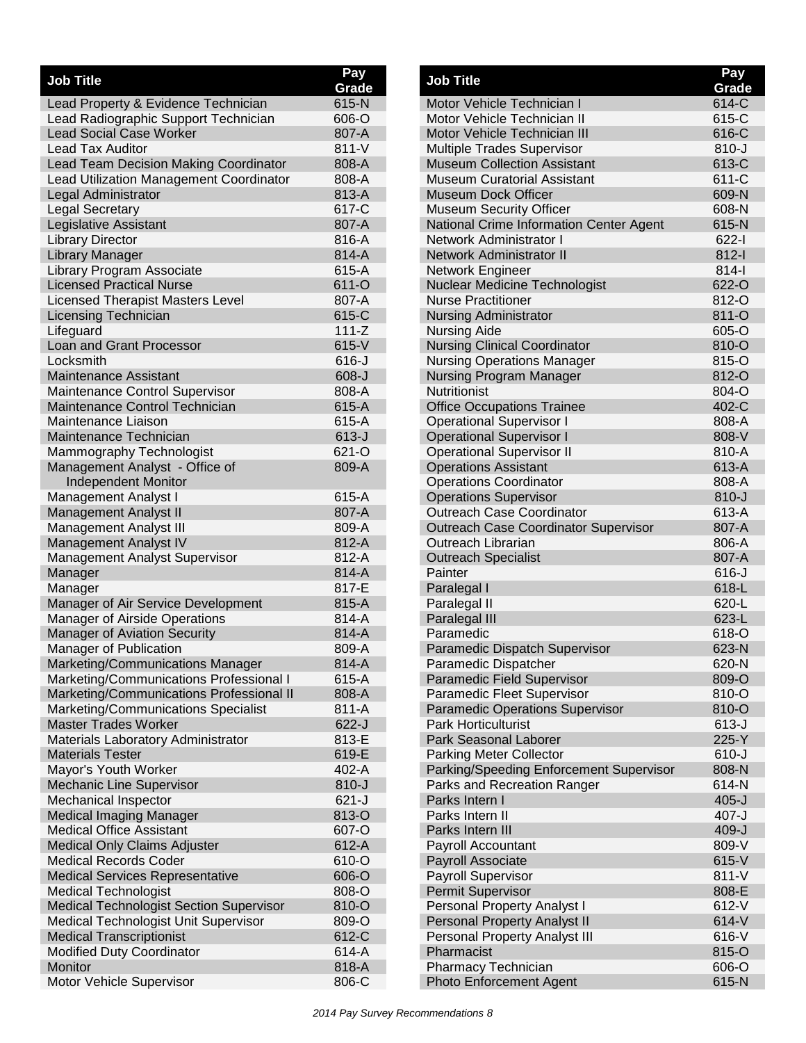| Job Title | Pay Grade |
|---|---|
| Lead Property & Evidence Technician | 615-N |
| Lead Radiographic Support Technician | 606-O |
| Lead Social Case Worker | 807-A |
| Lead Tax Auditor | 811-V |
| Lead Team Decision Making Coordinator | 808-A |
| Lead Utilization Management Coordinator | 808-A |
| Legal Administrator | 813-A |
| Legal Secretary | 617-C |
| Legislative Assistant | 807-A |
| Library Director | 816-A |
| Library Manager | 814-A |
| Library Program Associate | 615-A |
| Licensed Practical Nurse | 611-O |
| Licensed Therapist Masters Level | 807-A |
| Licensing Technician | 615-C |
| Lifeguard | 111-Z |
| Loan and Grant Processor | 615-V |
| Locksmith | 616-J |
| Maintenance Assistant | 608-J |
| Maintenance Control Supervisor | 808-A |
| Maintenance Control Technician | 615-A |
| Maintenance Liaison | 615-A |
| Maintenance Technician | 613-J |
| Mammography Technologist | 621-O |
| Management Analyst - Office of Independent Monitor | 809-A |
| Management Analyst I | 615-A |
| Management Analyst II | 807-A |
| Management Analyst III | 809-A |
| Management Analyst IV | 812-A |
| Management Analyst Supervisor | 812-A |
| Manager | 814-A |
| Manager | 817-E |
| Manager of Air Service Development | 815-A |
| Manager of Airside Operations | 814-A |
| Manager of Aviation Security | 814-A |
| Manager of Publication | 809-A |
| Marketing/Communications Manager | 814-A |
| Marketing/Communications Professional I | 615-A |
| Marketing/Communications Professional II | 808-A |
| Marketing/Communications Specialist | 811-A |
| Master Trades Worker | 622-J |
| Materials Laboratory Administrator | 813-E |
| Materials Tester | 619-E |
| Mayor's Youth Worker | 402-A |
| Mechanic Line Supervisor | 810-J |
| Mechanical Inspector | 621-J |
| Medical Imaging Manager | 813-O |
| Medical Office Assistant | 607-O |
| Medical Only Claims Adjuster | 612-A |
| Medical Records Coder | 610-O |
| Medical Services Representative | 606-O |
| Medical Technologist | 808-O |
| Medical Technologist Section Supervisor | 810-O |
| Medical Technologist Unit Supervisor | 809-O |
| Medical Transcriptionist | 612-C |
| Modified Duty Coordinator | 614-A |
| Monitor | 818-A |
| Motor Vehicle Supervisor | 806-C |
| Motor Vehicle Technician I | 614-C |
| Motor Vehicle Technician II | 615-C |
| Motor Vehicle Technician III | 616-C |
| Multiple Trades Supervisor | 810-J |
| Museum Collection Assistant | 613-C |
| Museum Curatorial Assistant | 611-C |
| Museum Dock Officer | 609-N |
| Museum Security Officer | 608-N |
| National Crime Information Center Agent | 615-N |
| Network Administrator I | 622-I |
| Network Administrator II | 812-I |
| Network Engineer | 814-I |
| Nuclear Medicine Technologist | 622-O |
| Nurse Practitioner | 812-O |
| Nursing Administrator | 811-O |
| Nursing Aide | 605-O |
| Nursing Clinical Coordinator | 810-O |
| Nursing Operations Manager | 815-O |
| Nursing Program Manager | 812-O |
| Nutritionist | 804-O |
| Office Occupations Trainee | 402-C |
| Operational Supervisor I | 808-A |
| Operational Supervisor I | 808-V |
| Operational Supervisor II | 810-A |
| Operations Assistant | 613-A |
| Operations Coordinator | 808-A |
| Operations Supervisor | 810-J |
| Outreach Case Coordinator | 613-A |
| Outreach Case Coordinator Supervisor | 807-A |
| Outreach Librarian | 806-A |
| Outreach Specialist | 807-A |
| Painter | 616-J |
| Paralegal I | 618-L |
| Paralegal II | 620-L |
| Paralegal III | 623-L |
| Paramedic | 618-O |
| Paramedic Dispatch Supervisor | 623-N |
| Paramedic Dispatcher | 620-N |
| Paramedic Field Supervisor | 809-O |
| Paramedic Fleet Supervisor | 810-O |
| Paramedic Operations Supervisor | 810-O |
| Park Horticulturist | 613-J |
| Park Seasonal Laborer | 225-Y |
| Parking Meter Collector | 610-J |
| Parking/Speeding Enforcement Supervisor | 808-N |
| Parks and Recreation Ranger | 614-N |
| Parks Intern I | 405-J |
| Parks Intern II | 407-J |
| Parks Intern III | 409-J |
| Payroll Accountant | 809-V |
| Payroll Associate | 615-V |
| Payroll Supervisor | 811-V |
| Permit Supervisor | 808-E |
| Personal Property Analyst I | 612-V |
| Personal Property Analyst II | 614-V |
| Personal Property Analyst III | 616-V |
| Pharmacist | 815-O |
| Pharmacy Technician | 606-O |
| Photo Enforcement Agent | 615-N |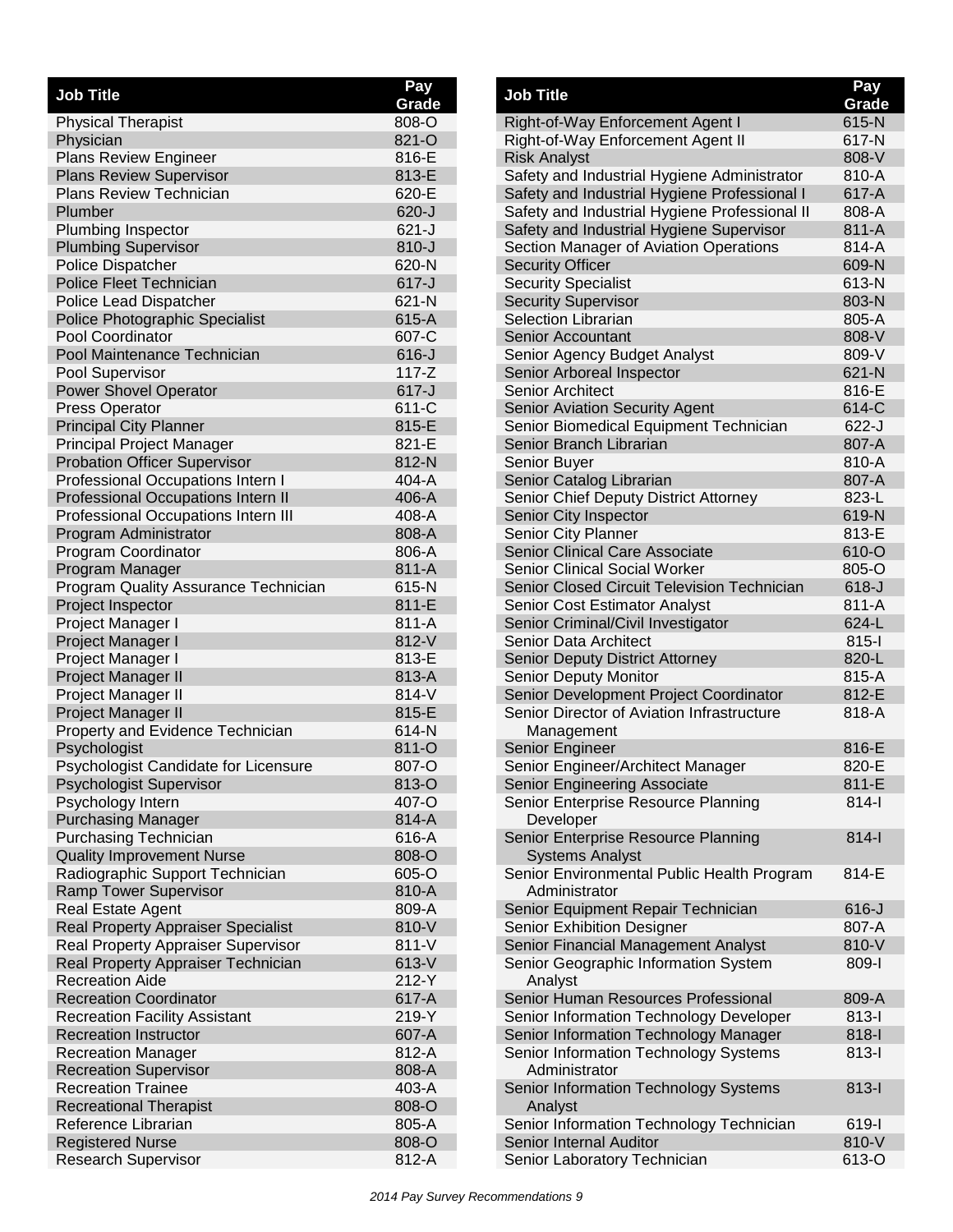| Job Title | Pay Grade |
|---|---|
| Physical Therapist | 808-O |
| Physician | 821-O |
| Plans Review Engineer | 816-E |
| Plans Review Supervisor | 813-E |
| Plans Review Technician | 620-E |
| Plumber | 620-J |
| Plumbing Inspector | 621-J |
| Plumbing Supervisor | 810-J |
| Police Dispatcher | 620-N |
| Police Fleet Technician | 617-J |
| Police Lead Dispatcher | 621-N |
| Police Photographic Specialist | 615-A |
| Pool Coordinator | 607-C |
| Pool Maintenance Technician | 616-J |
| Pool Supervisor | 117-Z |
| Power Shovel Operator | 617-J |
| Press Operator | 611-C |
| Principal City Planner | 815-E |
| Principal Project Manager | 821-E |
| Probation Officer Supervisor | 812-N |
| Professional Occupations Intern I | 404-A |
| Professional Occupations Intern II | 406-A |
| Professional Occupations Intern III | 408-A |
| Program Administrator | 808-A |
| Program Coordinator | 806-A |
| Program Manager | 811-A |
| Program Quality Assurance Technician | 615-N |
| Project Inspector | 811-E |
| Project Manager I | 811-A |
| Project Manager I | 812-V |
| Project Manager I | 813-E |
| Project Manager II | 813-A |
| Project Manager II | 814-V |
| Project Manager II | 815-E |
| Property and Evidence Technician | 614-N |
| Psychologist | 811-O |
| Psychologist Candidate for Licensure | 807-O |
| Psychologist Supervisor | 813-O |
| Psychology Intern | 407-O |
| Purchasing Manager | 814-A |
| Purchasing Technician | 616-A |
| Quality Improvement Nurse | 808-O |
| Radiographic Support Technician | 605-O |
| Ramp Tower Supervisor | 810-A |
| Real Estate Agent | 809-A |
| Real Property Appraiser Specialist | 810-V |
| Real Property Appraiser Supervisor | 811-V |
| Real Property Appraiser Technician | 613-V |
| Recreation Aide | 212-Y |
| Recreation Coordinator | 617-A |
| Recreation Facility Assistant | 219-Y |
| Recreation Instructor | 607-A |
| Recreation Manager | 812-A |
| Recreation Supervisor | 808-A |
| Recreation Trainee | 403-A |
| Recreational Therapist | 808-O |
| Reference Librarian | 805-A |
| Registered Nurse | 808-O |
| Research Supervisor | 812-A |
| Right-of-Way Enforcement Agent I | 615-N |
| Right-of-Way Enforcement Agent II | 617-N |
| Risk Analyst | 808-V |
| Safety and Industrial Hygiene Administrator | 810-A |
| Safety and Industrial Hygiene Professional I | 617-A |
| Safety and Industrial Hygiene Professional II | 808-A |
| Safety and Industrial Hygiene Supervisor | 811-A |
| Section Manager of Aviation Operations | 814-A |
| Security Officer | 609-N |
| Security Specialist | 613-N |
| Security Supervisor | 803-N |
| Selection Librarian | 805-A |
| Senior Accountant | 808-V |
| Senior Agency Budget Analyst | 809-V |
| Senior Arboreal Inspector | 621-N |
| Senior Architect | 816-E |
| Senior Aviation Security Agent | 614-C |
| Senior Biomedical Equipment Technician | 622-J |
| Senior Branch Librarian | 807-A |
| Senior Buyer | 810-A |
| Senior Catalog Librarian | 807-A |
| Senior Chief Deputy District Attorney | 823-L |
| Senior City Inspector | 619-N |
| Senior City Planner | 813-E |
| Senior Clinical Care Associate | 610-O |
| Senior Clinical Social Worker | 805-O |
| Senior Closed Circuit Television Technician | 618-J |
| Senior Cost Estimator Analyst | 811-A |
| Senior Criminal/Civil Investigator | 624-L |
| Senior Data Architect | 815-I |
| Senior Deputy District Attorney | 820-L |
| Senior Deputy Monitor | 815-A |
| Senior Development Project Coordinator | 812-E |
| Senior Director of Aviation Infrastructure Management | 818-A |
| Senior Engineer | 816-E |
| Senior Engineer/Architect Manager | 820-E |
| Senior Engineering Associate | 811-E |
| Senior Enterprise Resource Planning Developer | 814-I |
| Senior Enterprise Resource Planning Systems Analyst | 814-I |
| Senior Environmental Public Health Program Administrator | 814-E |
| Senior Equipment Repair Technician | 616-J |
| Senior Exhibition Designer | 807-A |
| Senior Financial Management Analyst | 810-V |
| Senior Geographic Information System Analyst | 809-I |
| Senior Human Resources Professional | 809-A |
| Senior Information Technology Developer | 813-I |
| Senior Information Technology Manager | 818-I |
| Senior Information Technology Systems Administrator | 813-I |
| Senior Information Technology Systems Analyst | 813-I |
| Senior Information Technology Technician | 619-I |
| Senior Internal Auditor | 810-V |
| Senior Laboratory Technician | 613-O |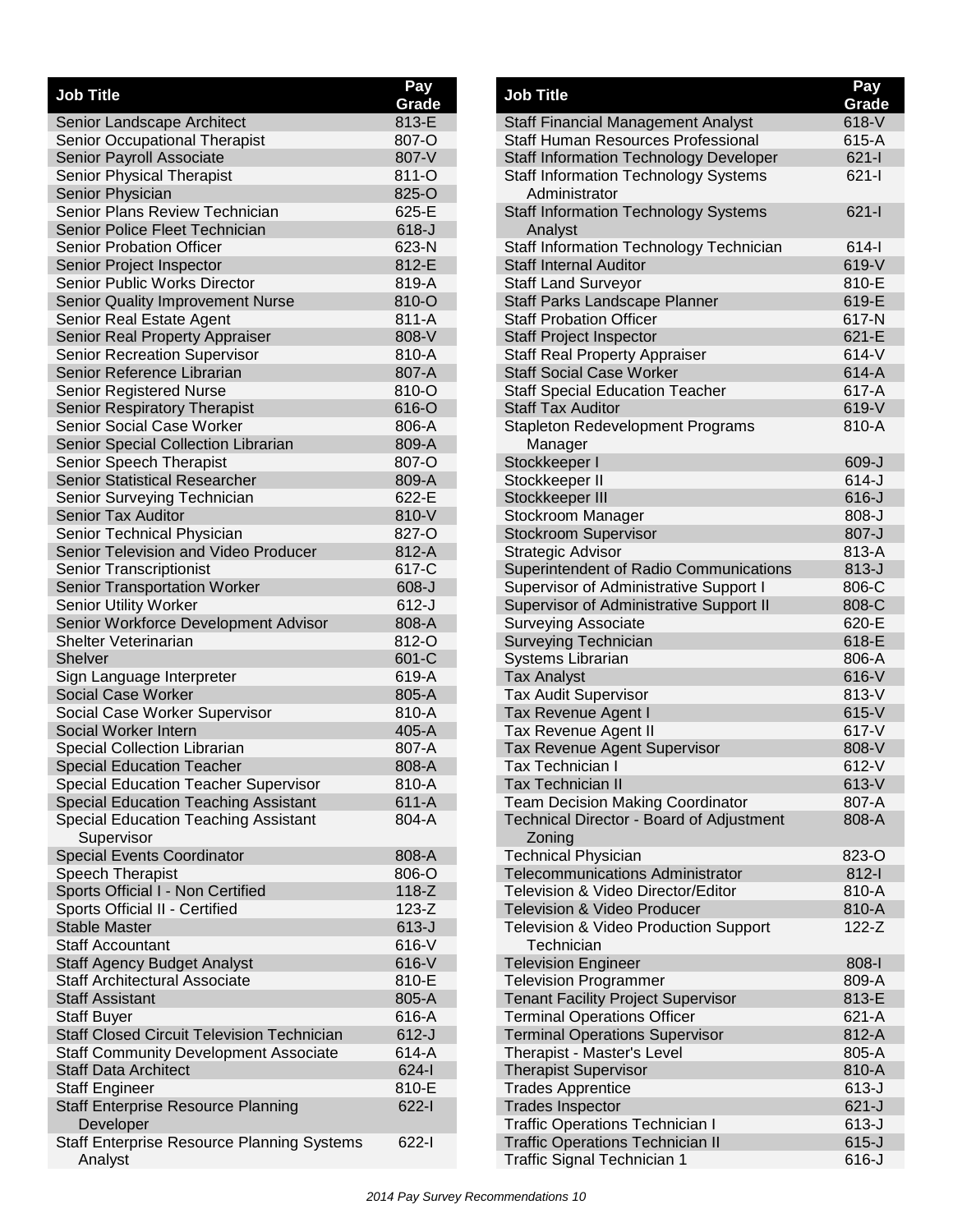| Job Title | Pay Grade |
|---|---|
| Senior Landscape Architect | 813-E |
| Senior Occupational Therapist | 807-O |
| Senior Payroll Associate | 807-V |
| Senior Physical Therapist | 811-O |
| Senior Physician | 825-O |
| Senior Plans Review Technician | 625-E |
| Senior Police Fleet Technician | 618-J |
| Senior Probation Officer | 623-N |
| Senior Project Inspector | 812-E |
| Senior Public Works Director | 819-A |
| Senior Quality Improvement Nurse | 810-O |
| Senior Real Estate Agent | 811-A |
| Senior Real Property Appraiser | 808-V |
| Senior Recreation Supervisor | 810-A |
| Senior Reference Librarian | 807-A |
| Senior Registered Nurse | 810-O |
| Senior Respiratory Therapist | 616-O |
| Senior Social Case Worker | 806-A |
| Senior Special Collection Librarian | 809-A |
| Senior Speech Therapist | 807-O |
| Senior Statistical Researcher | 809-A |
| Senior Surveying Technician | 622-E |
| Senior Tax Auditor | 810-V |
| Senior Technical Physician | 827-O |
| Senior Television and Video Producer | 812-A |
| Senior Transcriptionist | 617-C |
| Senior Transportation Worker | 608-J |
| Senior Utility Worker | 612-J |
| Senior Workforce Development Advisor | 808-A |
| Shelter Veterinarian | 812-O |
| Shelver | 601-C |
| Sign Language Interpreter | 619-A |
| Social Case Worker | 805-A |
| Social Case Worker Supervisor | 810-A |
| Social Worker Intern | 405-A |
| Special Collection Librarian | 807-A |
| Special Education Teacher | 808-A |
| Special Education Teacher Supervisor | 810-A |
| Special Education Teaching Assistant | 611-A |
| Special Education Teaching Assistant Supervisor | 804-A |
| Special Events Coordinator | 808-A |
| Speech Therapist | 806-O |
| Sports Official I - Non Certified | 118-Z |
| Sports Official II - Certified | 123-Z |
| Stable Master | 613-J |
| Staff Accountant | 616-V |
| Staff Agency Budget Analyst | 616-V |
| Staff Architectural Associate | 810-E |
| Staff Assistant | 805-A |
| Staff Buyer | 616-A |
| Staff Closed Circuit Television Technician | 612-J |
| Staff Community Development Associate | 614-A |
| Staff Data Architect | 624-I |
| Staff Engineer | 810-E |
| Staff Enterprise Resource Planning Developer | 622-I |
| Staff Enterprise Resource Planning Systems Analyst | 622-I |
| Staff Financial Management Analyst | 618-V |
| Staff Human Resources Professional | 615-A |
| Staff Information Technology Developer | 621-I |
| Staff Information Technology Systems Administrator | 621-I |
| Staff Information Technology Systems Analyst | 621-I |
| Staff Information Technology Technician | 614-I |
| Staff Internal Auditor | 619-V |
| Staff Land Surveyor | 810-E |
| Staff Parks Landscape Planner | 619-E |
| Staff Probation Officer | 617-N |
| Staff Project Inspector | 621-E |
| Staff Real Property Appraiser | 614-V |
| Staff Social Case Worker | 614-A |
| Staff Special Education Teacher | 617-A |
| Staff Tax Auditor | 619-V |
| Stapleton Redevelopment Programs Manager | 810-A |
| Stockkeeper I | 609-J |
| Stockkeeper II | 614-J |
| Stockkeeper III | 616-J |
| Stockroom Manager | 808-J |
| Stockroom Supervisor | 807-J |
| Strategic Advisor | 813-A |
| Superintendent of Radio Communications | 813-J |
| Supervisor of Administrative Support I | 806-C |
| Supervisor of Administrative Support II | 808-C |
| Surveying Associate | 620-E |
| Surveying Technician | 618-E |
| Systems Librarian | 806-A |
| Tax Analyst | 616-V |
| Tax Audit Supervisor | 813-V |
| Tax Revenue Agent I | 615-V |
| Tax Revenue Agent II | 617-V |
| Tax Revenue Agent Supervisor | 808-V |
| Tax Technician I | 612-V |
| Tax Technician II | 613-V |
| Team Decision Making Coordinator | 807-A |
| Technical Director - Board of Adjustment Zoning | 808-A |
| Technical Physician | 823-O |
| Telecommunications Administrator | 812-I |
| Television & Video Director/Editor | 810-A |
| Television & Video Producer | 810-A |
| Television & Video Production Support Technician | 122-Z |
| Television Engineer | 808-I |
| Television Programmer | 809-A |
| Tenant Facility Project Supervisor | 813-E |
| Terminal Operations Officer | 621-A |
| Terminal Operations Supervisor | 812-A |
| Therapist - Master's Level | 805-A |
| Therapist Supervisor | 810-A |
| Trades Apprentice | 613-J |
| Trades Inspector | 621-J |
| Traffic Operations Technician I | 613-J |
| Traffic Operations Technician II | 615-J |
| Traffic Signal Technician 1 | 616-J |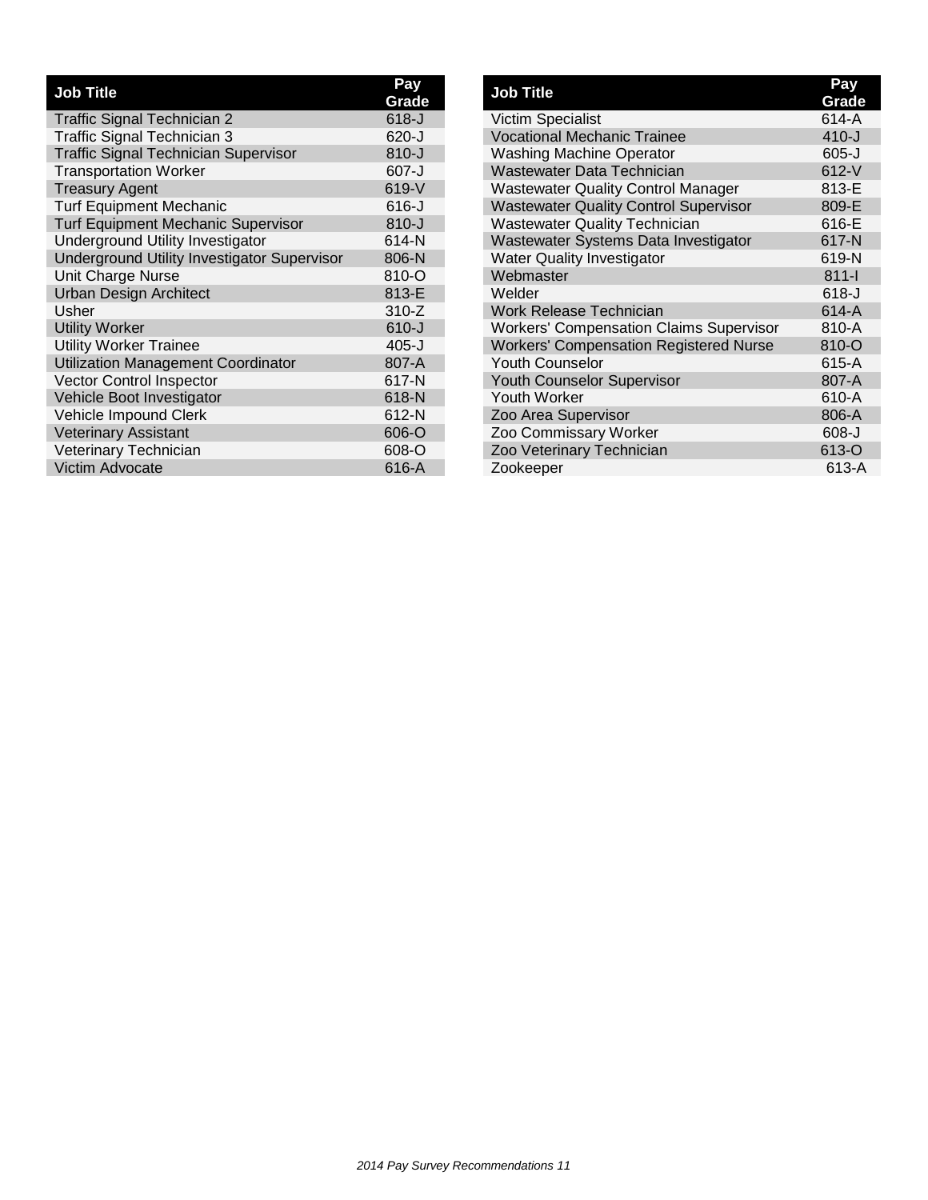| Job Title | Pay Grade |
|---|---|
| Traffic Signal Technician 2 | 618-J |
| Traffic Signal Technician 3 | 620-J |
| Traffic Signal Technician Supervisor | 810-J |
| Transportation Worker | 607-J |
| Treasury Agent | 619-V |
| Turf Equipment Mechanic | 616-J |
| Turf Equipment Mechanic Supervisor | 810-J |
| Underground Utility Investigator | 614-N |
| Underground Utility Investigator Supervisor | 806-N |
| Unit Charge Nurse | 810-O |
| Urban Design Architect | 813-E |
| Usher | 310-Z |
| Utility Worker | 610-J |
| Utility Worker Trainee | 405-J |
| Utilization Management Coordinator | 807-A |
| Vector Control Inspector | 617-N |
| Vehicle Boot Investigator | 618-N |
| Vehicle Impound Clerk | 612-N |
| Veterinary Assistant | 606-O |
| Veterinary Technician | 608-O |
| Victim Advocate | 616-A |
| Victim Specialist | 614-A |
| Vocational Mechanic Trainee | 410-J |
| Washing Machine Operator | 605-J |
| Wastewater Data Technician | 612-V |
| Wastewater Quality Control Manager | 813-E |
| Wastewater Quality Control Supervisor | 809-E |
| Wastewater Quality Technician | 616-E |
| Wastewater Systems Data Investigator | 617-N |
| Water Quality Investigator | 619-N |
| Webmaster | 811-I |
| Welder | 618-J |
| Work Release Technician | 614-A |
| Workers' Compensation Claims Supervisor | 810-A |
| Workers' Compensation Registered Nurse | 810-O |
| Youth Counselor | 615-A |
| Youth Counselor Supervisor | 807-A |
| Youth Worker | 610-A |
| Zoo Area Supervisor | 806-A |
| Zoo Commissary Worker | 608-J |
| Zoo Veterinary Technician | 613-O |
| Zookeeper | 613-A |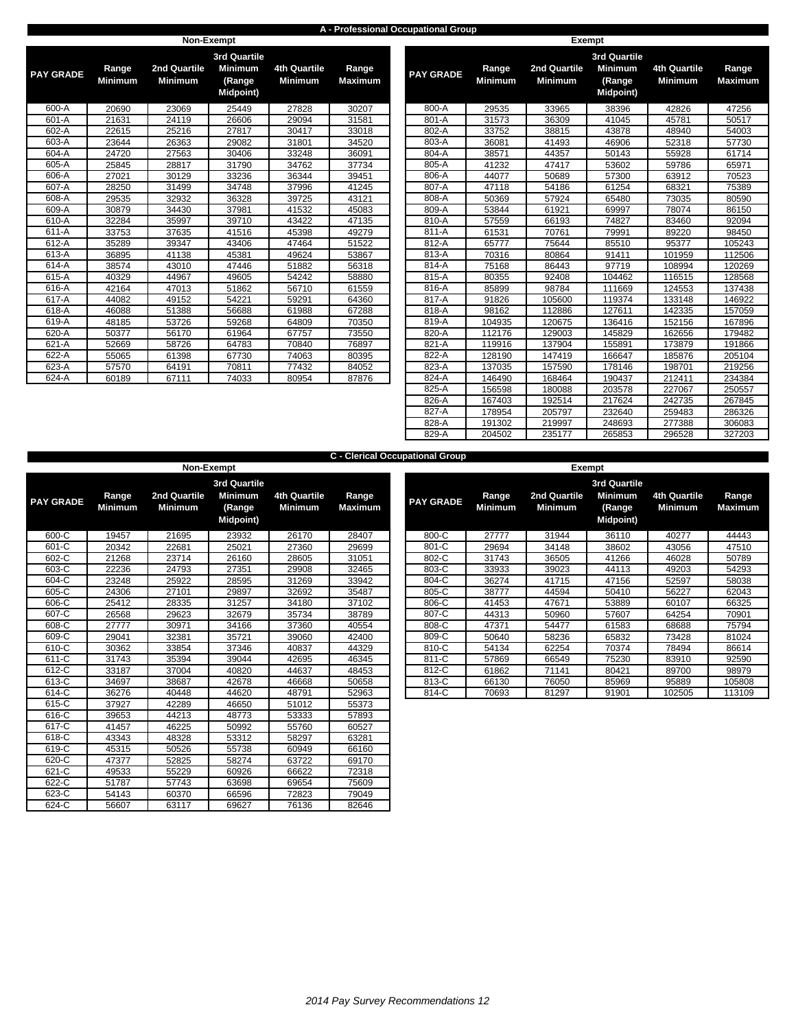## A - Professional Occupational Group

### Non-Exempt

| PAY GRADE | Range Minimum | 2nd Quartile Minimum | 3rd Quartile Minimum (Range Midpoint) | 4th Quartile Minimum | Range Maximum |
|---|---|---|---|---|---|
| 600-A | 20690 | 23069 | 25449 | 27828 | 30207 |
| 601-A | 21631 | 24119 | 26606 | 29094 | 31581 |
| 602-A | 22615 | 25216 | 27817 | 30417 | 33018 |
| 603-A | 23644 | 26363 | 29082 | 31801 | 34520 |
| 604-A | 24720 | 27563 | 30406 | 33248 | 36091 |
| 605-A | 25845 | 28817 | 31790 | 34762 | 37734 |
| 606-A | 27021 | 30129 | 33236 | 36344 | 39451 |
| 607-A | 28250 | 31499 | 34748 | 37996 | 41245 |
| 608-A | 29535 | 32932 | 36328 | 39725 | 43121 |
| 609-A | 30879 | 34430 | 37981 | 41532 | 45083 |
| 610-A | 32284 | 35997 | 39710 | 43422 | 47135 |
| 611-A | 33753 | 37635 | 41516 | 45398 | 49279 |
| 612-A | 35289 | 39347 | 43406 | 47464 | 51522 |
| 613-A | 36895 | 41138 | 45381 | 49624 | 53867 |
| 614-A | 38574 | 43010 | 47446 | 51882 | 56318 |
| 615-A | 40329 | 44967 | 49605 | 54242 | 58880 |
| 616-A | 42164 | 47013 | 51862 | 56710 | 61559 |
| 617-A | 44082 | 49152 | 54221 | 59291 | 64360 |
| 618-A | 46088 | 51388 | 56688 | 61988 | 67288 |
| 619-A | 48185 | 53726 | 59268 | 64809 | 70350 |
| 620-A | 50377 | 56170 | 61964 | 67757 | 73550 |
| 621-A | 52669 | 58726 | 64783 | 70840 | 76897 |
| 622-A | 55065 | 61398 | 67730 | 74063 | 80395 |
| 623-A | 57570 | 64191 | 70811 | 77432 | 84052 |
| 624-A | 60189 | 67111 | 74033 | 80954 | 87876 |

### Exempt

| PAY GRADE | Range Minimum | 2nd Quartile Minimum | 3rd Quartile Minimum (Range Midpoint) | 4th Quartile Minimum | Range Maximum |
|---|---|---|---|---|---|
| 800-A | 29535 | 33965 | 38396 | 42826 | 47256 |
| 801-A | 31573 | 36309 | 41045 | 45781 | 50517 |
| 802-A | 33752 | 38815 | 43878 | 48940 | 54003 |
| 803-A | 36081 | 41493 | 46906 | 52318 | 57730 |
| 804-A | 38571 | 44357 | 50143 | 55928 | 61714 |
| 805-A | 41232 | 47417 | 53602 | 59786 | 65971 |
| 806-A | 44077 | 50689 | 57300 | 63912 | 70523 |
| 807-A | 47118 | 54186 | 61254 | 68321 | 75389 |
| 808-A | 50369 | 57924 | 65480 | 73035 | 80590 |
| 809-A | 53844 | 61921 | 69997 | 78074 | 86150 |
| 810-A | 57559 | 66193 | 74827 | 83460 | 92094 |
| 811-A | 61531 | 70761 | 79991 | 89220 | 98450 |
| 812-A | 65777 | 75644 | 85510 | 95377 | 105243 |
| 813-A | 70316 | 80864 | 91411 | 101959 | 112506 |
| 814-A | 75168 | 86443 | 97719 | 108994 | 120269 |
| 815-A | 80355 | 92408 | 104462 | 116515 | 128568 |
| 816-A | 85899 | 98784 | 111669 | 124553 | 137438 |
| 817-A | 91826 | 105600 | 119374 | 133148 | 146922 |
| 818-A | 98162 | 112886 | 127611 | 142335 | 157059 |
| 819-A | 104935 | 120675 | 136416 | 152156 | 167896 |
| 820-A | 112176 | 129003 | 145829 | 162656 | 179482 |
| 821-A | 119916 | 137904 | 155891 | 173879 | 191866 |
| 822-A | 128190 | 147419 | 166647 | 185876 | 205104 |
| 823-A | 137035 | 157590 | 178146 | 198701 | 219256 |
| 824-A | 146490 | 168464 | 190437 | 212411 | 234384 |
| 825-A | 156598 | 180088 | 203578 | 227067 | 250557 |
| 826-A | 167403 | 192514 | 217624 | 242735 | 267845 |
| 827-A | 178954 | 205797 | 232640 | 259483 | 286326 |
| 828-A | 191302 | 219997 | 248693 | 277388 | 306083 |
| 829-A | 204502 | 235177 | 265853 | 296528 | 327203 |

## C - Clerical Occupational Group

### Non-Exempt

| PAY GRADE | Range Minimum | 2nd Quartile Minimum | 3rd Quartile Minimum (Range Midpoint) | 4th Quartile Minimum | Range Maximum |
|---|---|---|---|---|---|
| 600-C | 19457 | 21695 | 23932 | 26170 | 28407 |
| 601-C | 20342 | 22681 | 25021 | 27360 | 29699 |
| 602-C | 21268 | 23714 | 26160 | 28605 | 31051 |
| 603-C | 22236 | 24793 | 27351 | 29908 | 32465 |
| 604-C | 23248 | 25922 | 28595 | 31269 | 33942 |
| 605-C | 24306 | 27101 | 29897 | 32692 | 35487 |
| 606-C | 25412 | 28335 | 31257 | 34180 | 37102 |
| 607-C | 26568 | 29623 | 32679 | 35734 | 38789 |
| 608-C | 27777 | 30971 | 34166 | 37360 | 40554 |
| 609-C | 29041 | 32381 | 35721 | 39060 | 42400 |
| 610-C | 30362 | 33854 | 37346 | 40837 | 44329 |
| 611-C | 31743 | 35394 | 39044 | 42695 | 46345 |
| 612-C | 33187 | 37004 | 40820 | 44637 | 48453 |
| 613-C | 34697 | 38687 | 42678 | 46668 | 50658 |
| 614-C | 36276 | 40448 | 44620 | 48791 | 52963 |
| 615-C | 37927 | 42289 | 46650 | 51012 | 55373 |
| 616-C | 39653 | 44213 | 48773 | 53333 | 57893 |
| 617-C | 41457 | 46225 | 50992 | 55760 | 60527 |
| 618-C | 43343 | 48328 | 53312 | 58297 | 63281 |
| 619-C | 45315 | 50526 | 55738 | 60949 | 66160 |
| 620-C | 47377 | 52825 | 58274 | 63722 | 69170 |
| 621-C | 49533 | 55229 | 60926 | 66622 | 72318 |
| 622-C | 51787 | 57743 | 63698 | 69654 | 75609 |
| 623-C | 54143 | 60370 | 66596 | 72823 | 79049 |
| 624-C | 56607 | 63117 | 69627 | 76136 | 82646 |

### Exempt

| PAY GRADE | Range Minimum | 2nd Quartile Minimum | 3rd Quartile Minimum (Range Midpoint) | 4th Quartile Minimum | Range Maximum |
|---|---|---|---|---|---|
| 800-C | 27777 | 31944 | 36110 | 40277 | 44443 |
| 801-C | 29694 | 34148 | 38602 | 43056 | 47510 |
| 802-C | 31743 | 36505 | 41266 | 46028 | 50789 |
| 803-C | 33933 | 39023 | 44113 | 49203 | 54293 |
| 804-C | 36274 | 41715 | 47156 | 52597 | 58038 |
| 805-C | 38777 | 44594 | 50410 | 56227 | 62043 |
| 806-C | 41453 | 47671 | 53889 | 60107 | 66325 |
| 807-C | 44313 | 50960 | 57607 | 64254 | 70901 |
| 808-C | 47371 | 54477 | 61583 | 68688 | 75794 |
| 809-C | 50640 | 58236 | 65832 | 73428 | 81024 |
| 810-C | 54134 | 62254 | 70374 | 78494 | 86614 |
| 811-C | 57869 | 66549 | 75230 | 83910 | 92590 |
| 812-C | 61862 | 71141 | 80421 | 89700 | 98979 |
| 813-C | 66130 | 76050 | 85969 | 95889 | 105808 |
| 814-C | 70693 | 81297 | 91901 | 102505 | 113109 |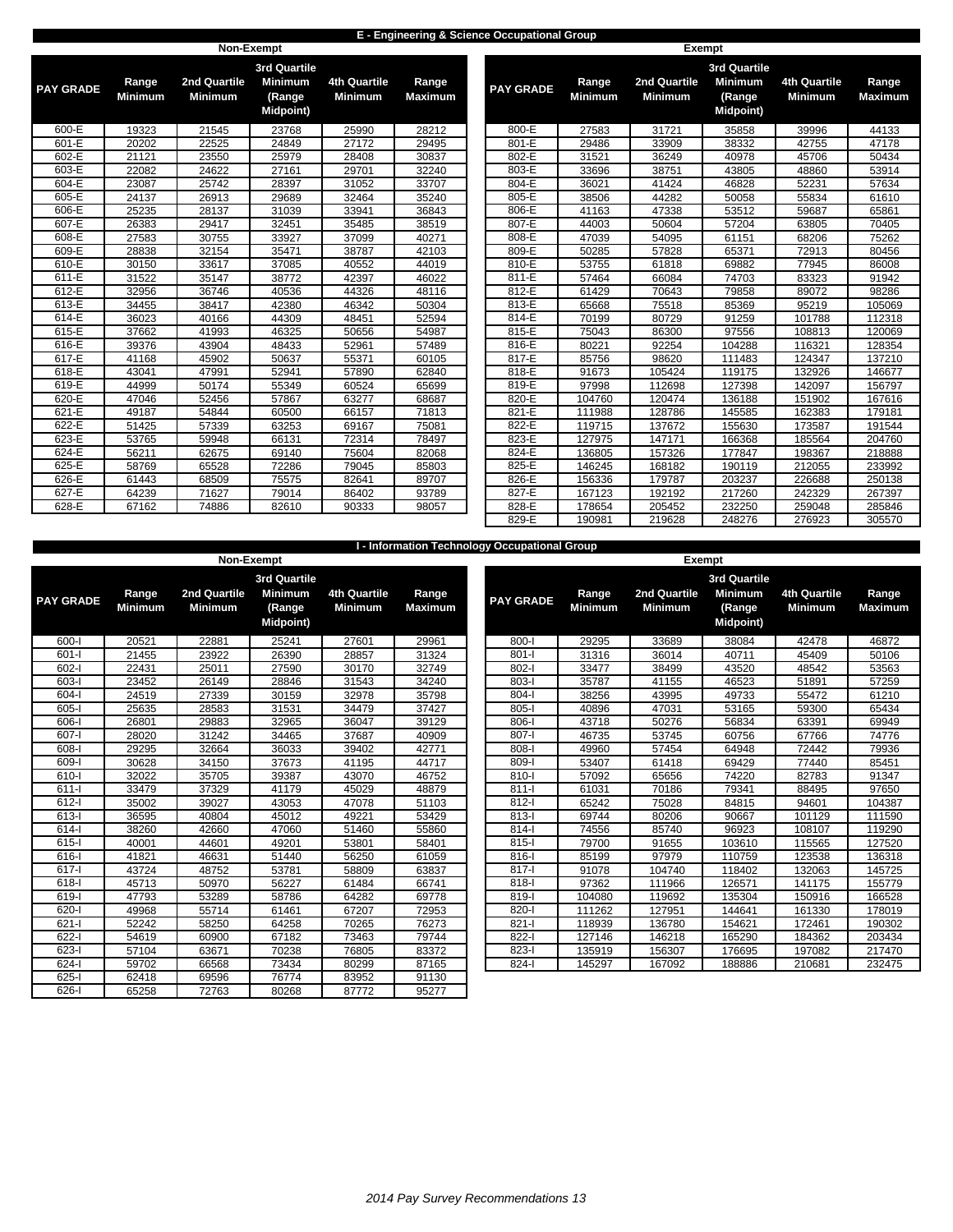## E - Engineering & Science Occupational Group

### Non-Exempt

| PAY GRADE | Range Minimum | 2nd Quartile Minimum | 3rd Quartile Minimum (Range Midpoint) | 4th Quartile Minimum | Range Maximum |
|---|---|---|---|---|---|
| 600-E | 19323 | 21545 | 23768 | 25990 | 28212 |
| 601-E | 20202 | 22525 | 24849 | 27172 | 29495 |
| 602-E | 21121 | 23550 | 25979 | 28408 | 30837 |
| 603-E | 22082 | 24622 | 27161 | 29701 | 32240 |
| 604-E | 23087 | 25742 | 28397 | 31052 | 33707 |
| 605-E | 24137 | 26913 | 29689 | 32464 | 35240 |
| 606-E | 25235 | 28137 | 31039 | 33941 | 36843 |
| 607-E | 26383 | 29417 | 32451 | 35485 | 38519 |
| 608-E | 27583 | 30755 | 33927 | 37099 | 40271 |
| 609-E | 28838 | 32154 | 35471 | 38787 | 42103 |
| 610-E | 30150 | 33617 | 37085 | 40552 | 44019 |
| 611-E | 31522 | 35147 | 38772 | 42397 | 46022 |
| 612-E | 32956 | 36746 | 40536 | 44326 | 48116 |
| 613-E | 34455 | 38417 | 42380 | 46342 | 50304 |
| 614-E | 36023 | 40166 | 44309 | 48451 | 52594 |
| 615-E | 37662 | 41993 | 46325 | 50656 | 54987 |
| 616-E | 39376 | 43904 | 48433 | 52961 | 57489 |
| 617-E | 41168 | 45902 | 50637 | 55371 | 60105 |
| 618-E | 43041 | 47991 | 52941 | 57890 | 62840 |
| 619-E | 44999 | 50174 | 55349 | 60524 | 65699 |
| 620-E | 47046 | 52456 | 57867 | 63277 | 68687 |
| 621-E | 49187 | 54844 | 60500 | 66157 | 71813 |
| 622-E | 51425 | 57339 | 63253 | 69167 | 75081 |
| 623-E | 53765 | 59948 | 66131 | 72314 | 78497 |
| 624-E | 56211 | 62675 | 69140 | 75604 | 82068 |
| 625-E | 58769 | 65528 | 72286 | 79045 | 85803 |
| 626-E | 61443 | 68509 | 75575 | 82641 | 89707 |
| 627-E | 64239 | 71627 | 79014 | 86402 | 93789 |
| 628-E | 67162 | 74886 | 82610 | 90333 | 98057 |

### Exempt

| PAY GRADE | Range Minimum | 2nd Quartile Minimum | 3rd Quartile Minimum (Range Midpoint) | 4th Quartile Minimum | Range Maximum |
|---|---|---|---|---|---|
| 800-E | 27583 | 31721 | 35858 | 39996 | 44133 |
| 801-E | 29486 | 33909 | 38332 | 42755 | 47178 |
| 802-E | 31521 | 36249 | 40978 | 45706 | 50434 |
| 803-E | 33696 | 38751 | 43805 | 48860 | 53914 |
| 804-E | 36021 | 41424 | 46828 | 52231 | 57634 |
| 805-E | 38506 | 44282 | 50058 | 55834 | 61610 |
| 806-E | 41163 | 47338 | 53512 | 59687 | 65861 |
| 807-E | 44003 | 50604 | 57204 | 63805 | 70405 |
| 808-E | 47039 | 54095 | 61151 | 68206 | 75262 |
| 809-E | 50285 | 57828 | 65371 | 72913 | 80456 |
| 810-E | 53755 | 61818 | 69882 | 77945 | 86008 |
| 811-E | 57464 | 66084 | 74703 | 83323 | 91942 |
| 812-E | 61429 | 70643 | 79858 | 89072 | 98286 |
| 813-E | 65668 | 75518 | 85369 | 95219 | 105069 |
| 814-E | 70199 | 80729 | 91259 | 101788 | 112318 |
| 815-E | 75043 | 86300 | 97556 | 108813 | 120069 |
| 816-E | 80221 | 92254 | 104288 | 116321 | 128354 |
| 817-E | 85756 | 98620 | 111483 | 124347 | 137210 |
| 818-E | 91673 | 105424 | 119175 | 132926 | 146677 |
| 819-E | 97998 | 112698 | 127398 | 142097 | 156797 |
| 820-E | 104760 | 120474 | 136188 | 151902 | 167616 |
| 821-E | 111988 | 128786 | 145585 | 162383 | 179181 |
| 822-E | 119715 | 137672 | 155630 | 173587 | 191544 |
| 823-E | 127975 | 147171 | 166368 | 185564 | 204760 |
| 824-E | 136805 | 157326 | 177847 | 198367 | 218888 |
| 825-E | 146245 | 168182 | 190119 | 212055 | 233992 |
| 826-E | 156336 | 179787 | 203237 | 226688 | 250138 |
| 827-E | 167123 | 192192 | 217260 | 242329 | 267397 |
| 828-E | 178654 | 205452 | 232250 | 259048 | 285846 |
| 829-E | 190981 | 219628 | 248276 | 276923 | 305570 |

## I - Information Technology Occupational Group

### Non-Exempt

| PAY GRADE | Range Minimum | 2nd Quartile Minimum | 3rd Quartile Minimum (Range Midpoint) | 4th Quartile Minimum | Range Maximum |
|---|---|---|---|---|---|
| 600-I | 20521 | 22881 | 25241 | 27601 | 29961 |
| 601-I | 21455 | 23922 | 26390 | 28857 | 31324 |
| 602-I | 22431 | 25011 | 27590 | 30170 | 32749 |
| 603-I | 23452 | 26149 | 28846 | 31543 | 34240 |
| 604-I | 24519 | 27339 | 30159 | 32978 | 35798 |
| 605-I | 25635 | 28583 | 31531 | 34479 | 37427 |
| 606-I | 26801 | 29883 | 32965 | 36047 | 39129 |
| 607-I | 28020 | 31242 | 34465 | 37687 | 40909 |
| 608-I | 29295 | 32664 | 36033 | 39402 | 42771 |
| 609-I | 30628 | 34150 | 37673 | 41195 | 44717 |
| 610-I | 32022 | 35705 | 39387 | 43070 | 46752 |
| 611-I | 33479 | 37329 | 41179 | 45029 | 48879 |
| 612-I | 35002 | 39027 | 43053 | 47078 | 51103 |
| 613-I | 36595 | 40804 | 45012 | 49221 | 53429 |
| 614-I | 38260 | 42660 | 47060 | 51460 | 55860 |
| 615-I | 40001 | 44601 | 49201 | 53801 | 58401 |
| 616-I | 41821 | 46631 | 51440 | 56250 | 61059 |
| 617-I | 43724 | 48752 | 53781 | 58809 | 63837 |
| 618-I | 45713 | 50970 | 56227 | 61484 | 66741 |
| 619-I | 47793 | 53289 | 58786 | 64282 | 69778 |
| 620-I | 49968 | 55714 | 61461 | 67207 | 72953 |
| 621-I | 52242 | 58250 | 64258 | 70265 | 76273 |
| 622-I | 54619 | 60900 | 67182 | 73463 | 79744 |
| 623-I | 57104 | 63671 | 70238 | 76805 | 83372 |
| 624-I | 59702 | 66568 | 73434 | 80299 | 87165 |
| 625-I | 62418 | 69596 | 76774 | 83952 | 91130 |
| 626-I | 65258 | 72763 | 80268 | 87772 | 95277 |

### Exempt

| PAY GRADE | Range Minimum | 2nd Quartile Minimum | 3rd Quartile Minimum (Range Midpoint) | 4th Quartile Minimum | Range Maximum |
|---|---|---|---|---|---|
| 800-I | 29295 | 33689 | 38084 | 42478 | 46872 |
| 801-I | 31316 | 36014 | 40711 | 45409 | 50106 |
| 802-I | 33477 | 38499 | 43520 | 48542 | 53563 |
| 803-I | 35787 | 41155 | 46523 | 51891 | 57259 |
| 804-I | 38256 | 43995 | 49733 | 55472 | 61210 |
| 805-I | 40896 | 47031 | 53165 | 59300 | 65434 |
| 806-I | 43718 | 50276 | 56834 | 63391 | 69949 |
| 807-I | 46735 | 53745 | 60756 | 67766 | 74776 |
| 808-I | 49960 | 57454 | 64948 | 72442 | 79936 |
| 809-I | 53407 | 61418 | 69429 | 77440 | 85451 |
| 810-I | 57092 | 65656 | 74220 | 82783 | 91347 |
| 811-I | 61031 | 70186 | 79341 | 88495 | 97650 |
| 812-I | 65242 | 75028 | 84815 | 94601 | 104387 |
| 813-I | 69744 | 80206 | 90667 | 101129 | 111590 |
| 814-I | 74556 | 85740 | 96923 | 108107 | 119290 |
| 815-I | 79700 | 91655 | 103610 | 115565 | 127520 |
| 816-I | 85199 | 97979 | 110759 | 123538 | 136318 |
| 817-I | 91078 | 104740 | 118402 | 132063 | 145725 |
| 818-I | 97362 | 111966 | 126571 | 141175 | 155779 |
| 819-I | 104080 | 119692 | 135304 | 150916 | 166528 |
| 820-I | 111262 | 127951 | 144641 | 161330 | 178019 |
| 821-I | 118939 | 136780 | 154621 | 172461 | 190302 |
| 822-I | 127146 | 146218 | 165290 | 184362 | 203434 |
| 823-I | 135919 | 156307 | 176695 | 197082 | 217470 |
| 824-I | 145297 | 167092 | 188886 | 210681 | 232475 |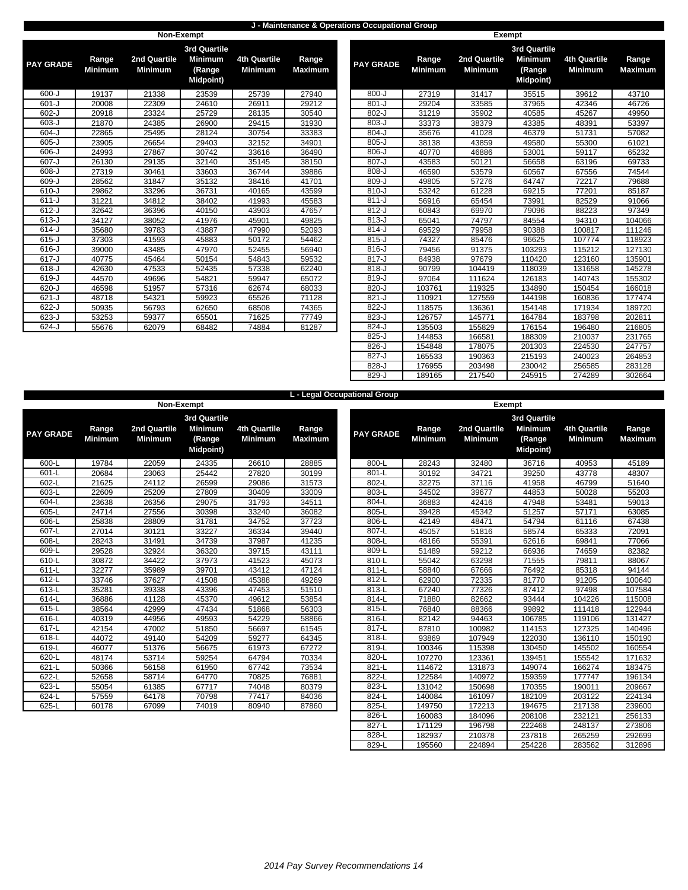## J - Maintenance & Operations Occupational Group

### Non-Exempt

| PAY GRADE | Range Minimum | 2nd Quartile Minimum | 3rd Quartile Minimum (Range Midpoint) | 4th Quartile Minimum | Range Maximum |
|---|---|---|---|---|---|
| 600-J | 19137 | 21338 | 23539 | 25739 | 27940 |
| 601-J | 20008 | 22309 | 24610 | 26911 | 29212 |
| 602-J | 20918 | 23324 | 25729 | 28135 | 30540 |
| 603-J | 21870 | 24385 | 26900 | 29415 | 31930 |
| 604-J | 22865 | 25495 | 28124 | 30754 | 33383 |
| 605-J | 23905 | 26654 | 29403 | 32152 | 34901 |
| 606-J | 24993 | 27867 | 30742 | 33616 | 36490 |
| 607-J | 26130 | 29135 | 32140 | 35145 | 38150 |
| 608-J | 27319 | 30461 | 33603 | 36744 | 39886 |
| 609-J | 28562 | 31847 | 35132 | 38416 | 41701 |
| 610-J | 29862 | 33296 | 36731 | 40165 | 43599 |
| 611-J | 31221 | 34812 | 38402 | 41993 | 45583 |
| 612-J | 32642 | 36396 | 40150 | 43903 | 47657 |
| 613-J | 34127 | 38052 | 41976 | 45901 | 49825 |
| 614-J | 35680 | 39783 | 43887 | 47990 | 52093 |
| 615-J | 37303 | 41593 | 45883 | 50172 | 54462 |
| 616-J | 39000 | 43485 | 47970 | 52455 | 56940 |
| 617-J | 40775 | 45464 | 50154 | 54843 | 59532 |
| 618-J | 42630 | 47533 | 52435 | 57338 | 62240 |
| 619-J | 44570 | 49696 | 54821 | 59947 | 65072 |
| 620-J | 46598 | 51957 | 57316 | 62674 | 68033 |
| 621-J | 48718 | 54321 | 59923 | 65526 | 71128 |
| 622-J | 50935 | 56793 | 62650 | 68508 | 74365 |
| 623-J | 53253 | 59377 | 65501 | 71625 | 77749 |
| 624-J | 55676 | 62079 | 68482 | 74884 | 81287 |

### Exempt

| PAY GRADE | Range Minimum | 2nd Quartile Minimum | 3rd Quartile Minimum (Range Midpoint) | 4th Quartile Minimum | Range Maximum |
|---|---|---|---|---|---|
| 800-J | 27319 | 31417 | 35515 | 39612 | 43710 |
| 801-J | 29204 | 33585 | 37965 | 42346 | 46726 |
| 802-J | 31219 | 35902 | 40585 | 45267 | 49950 |
| 803-J | 33373 | 38379 | 43385 | 48391 | 53397 |
| 804-J | 35676 | 41028 | 46379 | 51731 | 57082 |
| 805-J | 38138 | 43859 | 49580 | 55300 | 61021 |
| 806-J | 40770 | 46886 | 53001 | 59117 | 65232 |
| 807-J | 43583 | 50121 | 56658 | 63196 | 69733 |
| 808-J | 46590 | 53579 | 60567 | 67556 | 74544 |
| 809-J | 49805 | 57276 | 64747 | 72217 | 79688 |
| 810-J | 53242 | 61228 | 69215 | 77201 | 85187 |
| 811-J | 56916 | 65454 | 73991 | 82529 | 91066 |
| 812-J | 60843 | 69970 | 79096 | 88223 | 97349 |
| 813-J | 65041 | 74797 | 84554 | 94310 | 104066 |
| 814-J | 69529 | 79958 | 90388 | 100817 | 111246 |
| 815-J | 74327 | 85476 | 96625 | 107774 | 118923 |
| 816-J | 79456 | 91375 | 103293 | 115212 | 127130 |
| 817-J | 84938 | 97679 | 110420 | 123160 | 135901 |
| 818-J | 90799 | 104419 | 118039 | 131658 | 145278 |
| 819-J | 97064 | 111624 | 126183 | 140743 | 155302 |
| 820-J | 103761 | 119325 | 134890 | 150454 | 166018 |
| 821-J | 110921 | 127559 | 144198 | 160836 | 177474 |
| 822-J | 118575 | 136361 | 154148 | 171934 | 189720 |
| 823-J | 126757 | 145771 | 164784 | 183798 | 202811 |
| 824-J | 135503 | 155829 | 176154 | 196480 | 216805 |
| 825-J | 144853 | 166581 | 188309 | 210037 | 231765 |
| 826-J | 154848 | 178075 | 201303 | 224530 | 247757 |
| 827-J | 165533 | 190363 | 215193 | 240023 | 264853 |
| 828-J | 176955 | 203498 | 230042 | 256585 | 283128 |
| 829-J | 189165 | 217540 | 245915 | 274289 | 302664 |

## L - Legal Occupational Group

### Non-Exempt

| PAY GRADE | Range Minimum | 2nd Quartile Minimum | 3rd Quartile Minimum (Range Midpoint) | 4th Quartile Minimum | Range Maximum |
|---|---|---|---|---|---|
| 600-L | 19784 | 22059 | 24335 | 26610 | 28885 |
| 601-L | 20684 | 23063 | 25442 | 27820 | 30199 |
| 602-L | 21625 | 24112 | 26599 | 29086 | 31573 |
| 603-L | 22609 | 25209 | 27809 | 30409 | 33009 |
| 604-L | 23638 | 26356 | 29075 | 31793 | 34511 |
| 605-L | 24714 | 27556 | 30398 | 33240 | 36082 |
| 606-L | 25838 | 28809 | 31781 | 34752 | 37723 |
| 607-L | 27014 | 30121 | 33227 | 36334 | 39440 |
| 608-L | 28243 | 31491 | 34739 | 37987 | 41235 |
| 609-L | 29528 | 32924 | 36320 | 39715 | 43111 |
| 610-L | 30872 | 34422 | 37973 | 41523 | 45073 |
| 611-L | 32277 | 35989 | 39701 | 43412 | 47124 |
| 612-L | 33746 | 37627 | 41508 | 45388 | 49269 |
| 613-L | 35281 | 39338 | 43396 | 47453 | 51510 |
| 614-L | 36886 | 41128 | 45370 | 49612 | 53854 |
| 615-L | 38564 | 42999 | 47434 | 51868 | 56303 |
| 616-L | 40319 | 44956 | 49593 | 54229 | 58866 |
| 617-L | 42154 | 47002 | 51850 | 56697 | 61545 |
| 618-L | 44072 | 49140 | 54209 | 59277 | 64345 |
| 619-L | 46077 | 51376 | 56675 | 61973 | 67272 |
| 620-L | 48174 | 53714 | 59254 | 64794 | 70334 |
| 621-L | 50366 | 56158 | 61950 | 67742 | 73534 |
| 622-L | 52658 | 58714 | 64770 | 70825 | 76881 |
| 623-L | 55054 | 61385 | 67717 | 74048 | 80379 |
| 624-L | 57559 | 64178 | 70798 | 77417 | 84036 |
| 625-L | 60178 | 67099 | 74019 | 80940 | 87860 |

### Exempt

| PAY GRADE | Range Minimum | 2nd Quartile Minimum | 3rd Quartile Minimum (Range Midpoint) | 4th Quartile Minimum | Range Maximum |
|---|---|---|---|---|---|
| 800-L | 28243 | 32480 | 36716 | 40953 | 45189 |
| 801-L | 30192 | 34721 | 39250 | 43778 | 48307 |
| 802-L | 32275 | 37116 | 41958 | 46799 | 51640 |
| 803-L | 34502 | 39677 | 44853 | 50028 | 55203 |
| 804-L | 36883 | 42416 | 47948 | 53481 | 59013 |
| 805-L | 39428 | 45342 | 51257 | 57171 | 63085 |
| 806-L | 42149 | 48471 | 54794 | 61116 | 67438 |
| 807-L | 45057 | 51816 | 58574 | 65333 | 72091 |
| 808-L | 48166 | 55391 | 62616 | 69841 | 77066 |
| 809-L | 51489 | 59212 | 66936 | 74659 | 82382 |
| 810-L | 55042 | 63298 | 71555 | 79811 | 88067 |
| 811-L | 58840 | 67666 | 76492 | 85318 | 94144 |
| 812-L | 62900 | 72335 | 81770 | 91205 | 100640 |
| 813-L | 67240 | 77326 | 87412 | 97498 | 107584 |
| 814-L | 71880 | 82662 | 93444 | 104226 | 115008 |
| 815-L | 76840 | 88366 | 99892 | 111418 | 122944 |
| 816-L | 82142 | 94463 | 106785 | 119106 | 131427 |
| 817-L | 87810 | 100982 | 114153 | 127325 | 140496 |
| 818-L | 93869 | 107949 | 122030 | 136110 | 150190 |
| 819-L | 100346 | 115398 | 130450 | 145502 | 160554 |
| 820-L | 107270 | 123361 | 139451 | 155542 | 171632 |
| 821-L | 114672 | 131873 | 149074 | 166274 | 183475 |
| 822-L | 122584 | 140972 | 159359 | 177747 | 196134 |
| 823-L | 131042 | 150698 | 170355 | 190011 | 209667 |
| 824-L | 140084 | 161097 | 182109 | 203122 | 224134 |
| 825-L | 149750 | 172213 | 194675 | 217138 | 239600 |
| 826-L | 160083 | 184096 | 208108 | 232121 | 256133 |
| 827-L | 171129 | 196798 | 222468 | 248137 | 273806 |
| 828-L | 182937 | 210378 | 237818 | 265259 | 292699 |
| 829-L | 195560 | 224894 | 254228 | 283562 | 312896 |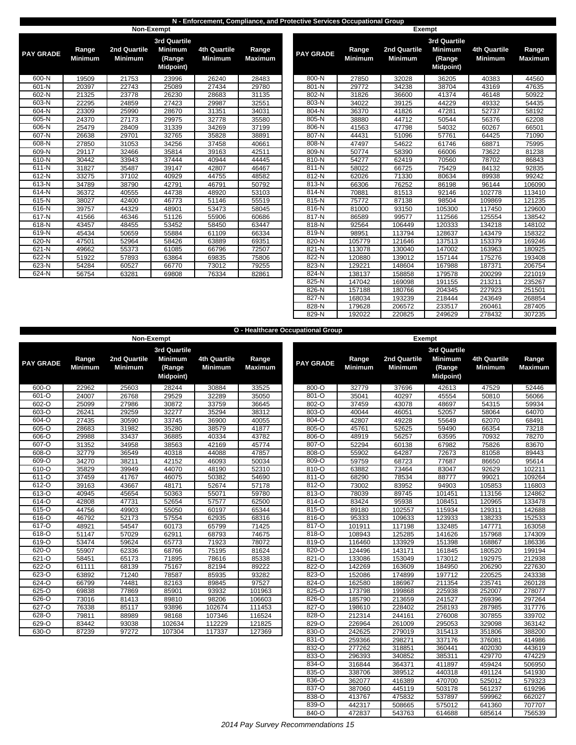## N - Enforcement, Compliance, and Protective Services Occupational Group

### Non-Exempt

| PAY GRADE | Range Minimum | 2nd Quartile Minimum | 3rd Quartile Minimum (Range Midpoint) | 4th Quartile Minimum | Range Maximum |
|---|---|---|---|---|---|
| 600-N | 19509 | 21753 | 23996 | 26240 | 28483 |
| 601-N | 20397 | 22743 | 25089 | 27434 | 29780 |
| 602-N | 21325 | 23778 | 26230 | 28683 | 31135 |
| 603-N | 22295 | 24859 | 27423 | 29987 | 32551 |
| 604-N | 23309 | 25990 | 28670 | 31351 | 34031 |
| 605-N | 24370 | 27173 | 29975 | 32778 | 35580 |
| 606-N | 25479 | 28409 | 31339 | 34269 | 37199 |
| 607-N | 26638 | 29701 | 32765 | 35828 | 38891 |
| 608-N | 27850 | 31053 | 34256 | 37458 | 40661 |
| 609-N | 29117 | 32466 | 35814 | 39163 | 42511 |
| 610-N | 30442 | 33943 | 37444 | 40944 | 44445 |
| 611-N | 31827 | 35487 | 39147 | 42807 | 46467 |
| 612-N | 33275 | 37102 | 40929 | 44755 | 48582 |
| 613-N | 34789 | 38790 | 42791 | 46791 | 50792 |
| 614-N | 36372 | 40555 | 44738 | 48920 | 53103 |
| 615-N | 38027 | 42400 | 46773 | 51146 | 55519 |
| 616-N | 39757 | 44329 | 48901 | 53473 | 58045 |
| 617-N | 41566 | 46346 | 51126 | 55906 | 60686 |
| 618-N | 43457 | 48455 | 53452 | 58450 | 63447 |
| 619-N | 45434 | 50659 | 55884 | 61109 | 66334 |
| 620-N | 47501 | 52964 | 58426 | 63889 | 69351 |
| 621-N | 49662 | 55373 | 61085 | 66796 | 72507 |
| 622-N | 51922 | 57893 | 63864 | 69835 | 75806 |
| 623-N | 54284 | 60527 | 66770 | 73012 | 79255 |
| 624-N | 56754 | 63281 | 69808 | 76334 | 82861 |

### Exempt

| PAY GRADE | Range Minimum | 2nd Quartile Minimum | 3rd Quartile Minimum (Range Midpoint) | 4th Quartile Minimum | Range Maximum |
|---|---|---|---|---|---|
| 800-N | 27850 | 32028 | 36205 | 40383 | 44560 |
| 801-N | 29772 | 34238 | 38704 | 43169 | 47635 |
| 802-N | 31826 | 36600 | 41374 | 46148 | 50922 |
| 803-N | 34022 | 39125 | 44229 | 49332 | 54435 |
| 804-N | 36370 | 41826 | 47281 | 52737 | 58192 |
| 805-N | 38880 | 44712 | 50544 | 56376 | 62208 |
| 806-N | 41563 | 47798 | 54032 | 60267 | 66501 |
| 807-N | 44431 | 51096 | 57761 | 64425 | 71090 |
| 808-N | 47497 | 54622 | 61746 | 68871 | 75995 |
| 809-N | 50774 | 58390 | 66006 | 73622 | 81238 |
| 810-N | 54277 | 62419 | 70560 | 78702 | 86843 |
| 811-N | 58022 | 66725 | 75429 | 84132 | 92835 |
| 812-N | 62026 | 71330 | 80634 | 89938 | 99242 |
| 813-N | 66306 | 76252 | 86198 | 96144 | 106090 |
| 814-N | 70881 | 81513 | 92146 | 102778 | 113410 |
| 815-N | 75772 | 87138 | 98504 | 109869 | 121235 |
| 816-N | 81000 | 93150 | 105300 | 117450 | 129600 |
| 817-N | 86589 | 99577 | 112566 | 125554 | 138542 |
| 818-N | 92564 | 106449 | 120333 | 134218 | 148102 |
| 819-N | 98951 | 113794 | 128637 | 143479 | 158322 |
| 820-N | 105779 | 121646 | 137513 | 153379 | 169246 |
| 821-N | 113078 | 130040 | 147002 | 163963 | 180925 |
| 822-N | 120880 | 139012 | 157144 | 175276 | 193408 |
| 823-N | 129221 | 148604 | 167988 | 187371 | 206754 |
| 824-N | 138137 | 158858 | 179578 | 200299 | 221019 |
| 825-N | 147042 | 169098 | 191155 | 213211 | 235267 |
| 826-N | 157188 | 180766 | 204345 | 227923 | 251501 |
| 827-N | 168034 | 193239 | 218444 | 243649 | 268854 |
| 828-N | 179628 | 206572 | 233517 | 260461 | 287405 |
| 829-N | 192022 | 220825 | 249629 | 278432 | 307235 |

## O - Healthcare Occupational Group

### Non-Exempt

| PAY GRADE | Range Minimum | 2nd Quartile Minimum | 3rd Quartile Minimum (Range Midpoint) | 4th Quartile Minimum | Range Maximum |
|---|---|---|---|---|---|
| 600-O | 22962 | 25603 | 28244 | 30884 | 33525 |
| 601-O | 24007 | 26768 | 29529 | 32289 | 35050 |
| 602-O | 25099 | 27986 | 30872 | 33759 | 36645 |
| 603-O | 26241 | 29259 | 32277 | 35294 | 38312 |
| 604-O | 27435 | 30590 | 33745 | 36900 | 40055 |
| 605-O | 28683 | 31982 | 35280 | 38579 | 41877 |
| 606-O | 29988 | 33437 | 36885 | 40334 | 43782 |
| 607-O | 31352 | 34958 | 38563 | 42169 | 45774 |
| 608-O | 32779 | 36549 | 40318 | 44088 | 47857 |
| 609-O | 34270 | 38211 | 42152 | 46093 | 50034 |
| 610-O | 35829 | 39949 | 44070 | 48190 | 52310 |
| 611-O | 37459 | 41767 | 46075 | 50382 | 54690 |
| 612-O | 39163 | 43667 | 48171 | 52674 | 57178 |
| 613-O | 40945 | 45654 | 50363 | 55071 | 59780 |
| 614-O | 42808 | 47731 | 52654 | 57577 | 62500 |
| 615-O | 44756 | 49903 | 55050 | 60197 | 65344 |
| 616-O | 46792 | 52173 | 57554 | 62935 | 68316 |
| 617-O | 48921 | 54547 | 60173 | 65799 | 71425 |
| 618-O | 51147 | 57029 | 62911 | 68793 | 74675 |
| 619-O | 53474 | 59624 | 65773 | 71923 | 78072 |
| 620-O | 55907 | 62336 | 68766 | 75195 | 81624 |
| 621-O | 58451 | 65173 | 71895 | 78616 | 85338 |
| 622-O | 61111 | 68139 | 75167 | 82194 | 89222 |
| 623-O | 63892 | 71240 | 78587 | 85935 | 93282 |
| 624-O | 66799 | 74481 | 82163 | 89845 | 97527 |
| 625-O | 69838 | 77869 | 85901 | 93932 | 101963 |
| 626-O | 73016 | 81413 | 89810 | 98206 | 106603 |
| 627-O | 76338 | 85117 | 93896 | 102674 | 111453 |
| 628-O | 79811 | 88989 | 98168 | 107346 | 116524 |
| 629-O | 83442 | 93038 | 102634 | 112229 | 121825 |
| 630-O | 87239 | 97272 | 107304 | 117337 | 127369 |

### Exempt

| PAY GRADE | Range Minimum | 2nd Quartile Minimum | 3rd Quartile Minimum (Range Midpoint) | 4th Quartile Minimum | Range Maximum |
|---|---|---|---|---|---|
| 800-O | 32779 | 37696 | 42613 | 47529 | 52446 |
| 801-O | 35041 | 40297 | 45554 | 50810 | 56066 |
| 802-O | 37459 | 43078 | 48697 | 54315 | 59934 |
| 803-O | 40044 | 46051 | 52057 | 58064 | 64070 |
| 804-O | 42807 | 49228 | 55649 | 62070 | 68491 |
| 805-O | 45761 | 52625 | 59490 | 66354 | 73218 |
| 806-O | 48919 | 56257 | 63595 | 70932 | 78270 |
| 807-O | 52294 | 60138 | 67982 | 75826 | 83670 |
| 808-O | 55902 | 64287 | 72673 | 81058 | 89443 |
| 809-O | 59759 | 68723 | 77687 | 86650 | 95614 |
| 810-O | 63882 | 73464 | 83047 | 92629 | 102211 |
| 811-O | 68290 | 78534 | 88777 | 99021 | 109264 |
| 812-O | 73002 | 83952 | 94903 | 105853 | 116803 |
| 813-O | 78039 | 89745 | 101451 | 113156 | 124862 |
| 814-O | 83424 | 95938 | 108451 | 120965 | 133478 |
| 815-O | 89180 | 102557 | 115934 | 129311 | 142688 |
| 816-O | 95333 | 109633 | 123933 | 138233 | 152533 |
| 817-O | 101911 | 117198 | 132485 | 147771 | 163058 |
| 818-O | 108943 | 125285 | 141626 | 157968 | 174309 |
| 819-O | 116460 | 133929 | 151398 | 168867 | 186336 |
| 820-O | 124496 | 143171 | 161845 | 180520 | 199194 |
| 821-O | 133086 | 153049 | 173012 | 192975 | 212938 |
| 822-O | 142269 | 163609 | 184950 | 206290 | 227630 |
| 823-O | 152086 | 174899 | 197712 | 220525 | 243338 |
| 824-O | 162580 | 186967 | 211354 | 235741 | 260128 |
| 825-O | 173798 | 199868 | 225938 | 252007 | 278077 |
| 826-O | 185790 | 213659 | 241527 | 269396 | 297264 |
| 827-O | 198610 | 228402 | 258193 | 287985 | 317776 |
| 828-O | 212314 | 244161 | 276008 | 307855 | 339702 |
| 829-O | 226964 | 261009 | 295053 | 329098 | 363142 |
| 830-O | 242625 | 279019 | 315413 | 351806 | 388200 |
| 831-O | 259366 | 298271 | 337176 | 376081 | 414986 |
| 832-O | 277262 | 318851 | 360441 | 402030 | 443619 |
| 833-O | 296393 | 340852 | 385311 | 429770 | 474229 |
| 834-O | 316844 | 364371 | 411897 | 459424 | 506950 |
| 835-O | 338706 | 389512 | 440318 | 491124 | 541930 |
| 836-O | 362077 | 416389 | 470700 | 525012 | 579323 |
| 837-O | 387060 | 445119 | 503178 | 561237 | 619296 |
| 838-O | 413767 | 475832 | 537897 | 599962 | 662027 |
| 839-O | 442317 | 508665 | 575012 | 641360 | 707707 |
| 840-O | 472837 | 543763 | 614688 | 685614 | 756539 |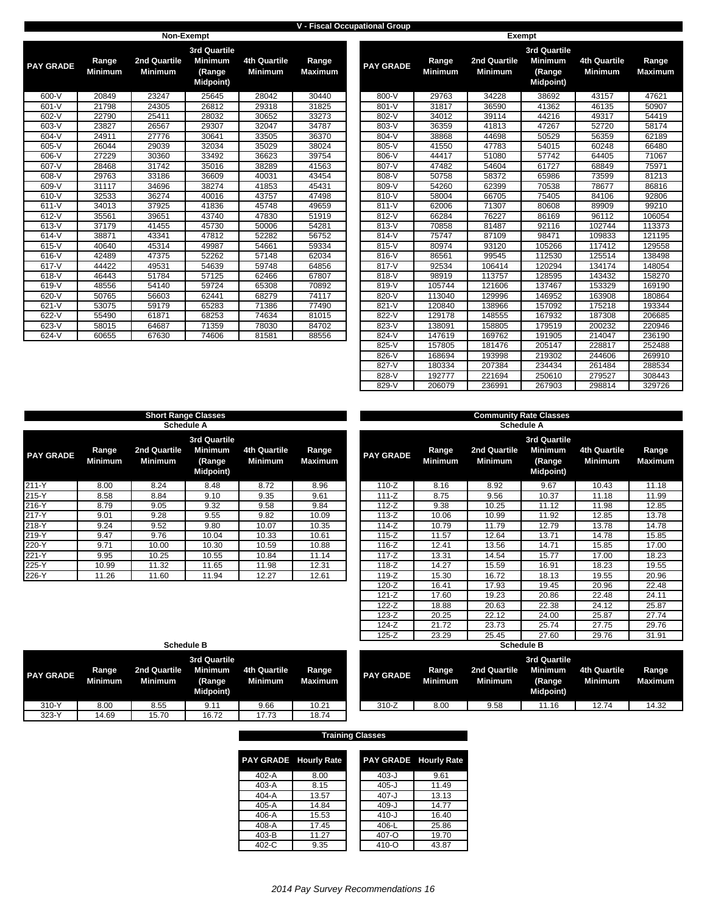## V - Fiscal Occupational Group

### Non-Exempt

| PAY GRADE | Range Minimum | 2nd Quartile Minimum | 3rd Quartile Minimum (Range Midpoint) | 4th Quartile Minimum | Range Maximum |
|---|---|---|---|---|---|
| 600-V | 20849 | 23247 | 25645 | 28042 | 30440 |
| 601-V | 21798 | 24305 | 26812 | 29318 | 31825 |
| 602-V | 22790 | 25411 | 28032 | 30652 | 33273 |
| 603-V | 23827 | 26567 | 29307 | 32047 | 34787 |
| 604-V | 24911 | 27776 | 30641 | 33505 | 36370 |
| 605-V | 26044 | 29039 | 32034 | 35029 | 38024 |
| 606-V | 27229 | 30360 | 33492 | 36623 | 39754 |
| 607-V | 28468 | 31742 | 35016 | 38289 | 41563 |
| 608-V | 29763 | 33186 | 36609 | 40031 | 43454 |
| 609-V | 31117 | 34696 | 38274 | 41853 | 45431 |
| 610-V | 32533 | 36274 | 40016 | 43757 | 47498 |
| 611-V | 34013 | 37925 | 41836 | 45748 | 49659 |
| 612-V | 35561 | 39651 | 43740 | 47830 | 51919 |
| 613-V | 37179 | 41455 | 45730 | 50006 | 54281 |
| 614-V | 38871 | 43341 | 47812 | 52282 | 56752 |
| 615-V | 40640 | 45314 | 49987 | 54661 | 59334 |
| 616-V | 42489 | 47375 | 52262 | 57148 | 62034 |
| 617-V | 44422 | 49531 | 54639 | 59748 | 64856 |
| 618-V | 46443 | 51784 | 57125 | 62466 | 67807 |
| 619-V | 48556 | 54140 | 59724 | 65308 | 70892 |
| 620-V | 50765 | 56603 | 62441 | 68279 | 74117 |
| 621-V | 53075 | 59179 | 65283 | 71386 | 77490 |
| 622-V | 55490 | 61871 | 68253 | 74634 | 81015 |
| 623-V | 58015 | 64687 | 71359 | 78030 | 84702 |
| 624-V | 60655 | 67630 | 74606 | 81581 | 88556 |

### Exempt

| PAY GRADE | Range Minimum | 2nd Quartile Minimum | 3rd Quartile Minimum (Range Midpoint) | 4th Quartile Minimum | Range Maximum |
|---|---|---|---|---|---|
| 800-V | 29763 | 34228 | 38692 | 43157 | 47621 |
| 801-V | 31817 | 36590 | 41362 | 46135 | 50907 |
| 802-V | 34012 | 39114 | 44216 | 49317 | 54419 |
| 803-V | 36359 | 41813 | 47267 | 52720 | 58174 |
| 804-V | 38868 | 44698 | 50529 | 56359 | 62189 |
| 805-V | 41550 | 47783 | 54015 | 60248 | 66480 |
| 806-V | 44417 | 51080 | 57742 | 64405 | 71067 |
| 807-V | 47482 | 54604 | 61727 | 68849 | 75971 |
| 808-V | 50758 | 58372 | 65986 | 73599 | 81213 |
| 809-V | 54260 | 62399 | 70538 | 78677 | 86816 |
| 810-V | 58004 | 66705 | 75405 | 84106 | 92806 |
| 811-V | 62006 | 71307 | 80608 | 89909 | 99210 |
| 812-V | 66284 | 76227 | 86169 | 96112 | 106054 |
| 813-V | 70858 | 81487 | 92116 | 102744 | 113373 |
| 814-V | 75747 | 87109 | 98471 | 109833 | 121195 |
| 815-V | 80974 | 93120 | 105266 | 117412 | 129558 |
| 816-V | 86561 | 99545 | 112530 | 125514 | 138498 |
| 817-V | 92534 | 106414 | 120294 | 134174 | 148054 |
| 818-V | 98919 | 113757 | 128595 | 143432 | 158270 |
| 819-V | 105744 | 121606 | 137467 | 153329 | 169190 |
| 820-V | 113040 | 129996 | 146952 | 163908 | 180864 |
| 821-V | 120840 | 138966 | 157092 | 175218 | 193344 |
| 822-V | 129178 | 148555 | 167932 | 187308 | 206685 |
| 823-V | 138091 | 158805 | 179519 | 200232 | 220946 |
| 824-V | 147619 | 169762 | 191905 | 214047 | 236190 |
| 825-V | 157805 | 181476 | 205147 | 228817 | 252488 |
| 826-V | 168694 | 193998 | 219302 | 244606 | 269910 |
| 827-V | 180334 | 207384 | 234434 | 261484 | 288534 |
| 828-V | 192777 | 221694 | 250610 | 279527 | 308443 |
| 829-V | 206079 | 236991 | 267903 | 298814 | 329726 |

## Short Range Classes

### Schedule A

| PAY GRADE | Range Minimum | 2nd Quartile Minimum | 3rd Quartile Minimum (Range Midpoint) | 4th Quartile Minimum | Range Maximum |
|---|---|---|---|---|---|
| 211-Y | 8.00 | 8.24 | 8.48 | 8.72 | 8.96 |
| 215-Y | 8.58 | 8.84 | 9.10 | 9.35 | 9.61 |
| 216-Y | 8.79 | 9.05 | 9.32 | 9.58 | 9.84 |
| 217-Y | 9.01 | 9.28 | 9.55 | 9.82 | 10.09 |
| 218-Y | 9.24 | 9.52 | 9.80 | 10.07 | 10.35 |
| 219-Y | 9.47 | 9.76 | 10.04 | 10.33 | 10.61 |
| 220-Y | 9.71 | 10.00 | 10.30 | 10.59 | 10.88 |
| 221-Y | 9.95 | 10.25 | 10.55 | 10.84 | 11.14 |
| 225-Y | 10.99 | 11.32 | 11.65 | 11.98 | 12.31 |
| 226-Y | 11.26 | 11.60 | 11.94 | 12.27 | 12.61 |

### Schedule B

| PAY GRADE | Range Minimum | 2nd Quartile Minimum | 3rd Quartile Minimum (Range Midpoint) | 4th Quartile Minimum | Range Maximum |
|---|---|---|---|---|---|
| 310-Y | 8.00 | 8.55 | 9.11 | 9.66 | 10.21 |
| 323-Y | 14.69 | 15.70 | 16.72 | 17.73 | 18.74 |

## Community Rate Classes

### Schedule A

| PAY GRADE | Range Minimum | 2nd Quartile Minimum | 3rd Quartile Minimum (Range Midpoint) | 4th Quartile Minimum | Range Maximum |
|---|---|---|---|---|---|
| 110-Z | 8.16 | 8.92 | 9.67 | 10.43 | 11.18 |
| 111-Z | 8.75 | 9.56 | 10.37 | 11.18 | 11.99 |
| 112-Z | 9.38 | 10.25 | 11.12 | 11.98 | 12.85 |
| 113-Z | 10.06 | 10.99 | 11.92 | 12.85 | 13.78 |
| 114-Z | 10.79 | 11.79 | 12.79 | 13.78 | 14.78 |
| 115-Z | 11.57 | 12.64 | 13.71 | 14.78 | 15.85 |
| 116-Z | 12.41 | 13.56 | 14.71 | 15.85 | 17.00 |
| 117-Z | 13.31 | 14.54 | 15.77 | 17.00 | 18.23 |
| 118-Z | 14.27 | 15.59 | 16.91 | 18.23 | 19.55 |
| 119-Z | 15.30 | 16.72 | 18.13 | 19.55 | 20.96 |
| 120-Z | 16.41 | 17.93 | 19.45 | 20.96 | 22.48 |
| 121-Z | 17.60 | 19.23 | 20.86 | 22.48 | 24.11 |
| 122-Z | 18.88 | 20.63 | 22.38 | 24.12 | 25.87 |
| 123-Z | 20.25 | 22.12 | 24.00 | 25.87 | 27.74 |
| 124-Z | 21.72 | 23.73 | 25.74 | 27.75 | 29.76 |
| 125-Z | 23.29 | 25.45 | 27.60 | 29.76 | 31.91 |

### Schedule B

| PAY GRADE | Range Minimum | 2nd Quartile Minimum | 3rd Quartile Minimum (Range Midpoint) | 4th Quartile Minimum | Range Maximum |
|---|---|---|---|---|---|
| 310-Z | 8.00 | 9.58 | 11.16 | 12.74 | 14.32 |

## Training Classes

| PAY GRADE | Hourly Rate |
|---|---|
| 402-A | 8.00 |
| 403-A | 8.15 |
| 404-A | 13.57 |
| 405-A | 14.84 |
| 406-A | 15.53 |
| 408-A | 17.45 |
| 403-B | 11.27 |
| 402-C | 9.35 |

| PAY GRADE | Hourly Rate |
|---|---|
| 403-J | 9.61 |
| 405-J | 11.49 |
| 407-J | 13.13 |
| 409-J | 14.77 |
| 410-J | 16.40 |
| 406-L | 25.86 |
| 407-O | 19.70 |
| 410-O | 43.87 |